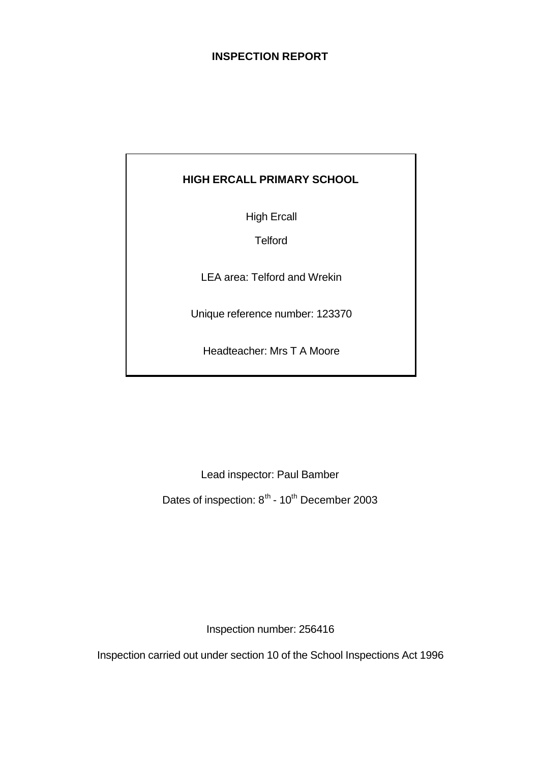# INSPECTION REPORT

**HIGH ERCALL PRIMARY SCHOOL**

High Ercall

Telford

LEA area: Telford and Wrekin

Unique reference number: 123370

Headteacher: Mrs T A Moore

Lead inspector: Paul Bamber

Dates of inspection: 8th - 10th December 2003

Inspection number: 256416

Inspection carried out under section 10 of the School Inspections Act 1996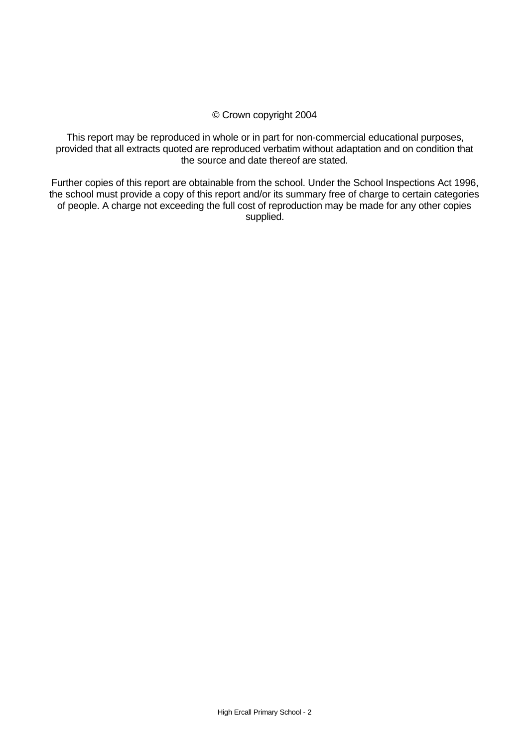© Crown copyright 2004

This report may be reproduced in whole or in part for non-commercial educational purposes, provided that all extracts quoted are reproduced verbatim without adaptation and on condition that the source and date thereof are stated.

Further copies of this report are obtainable from the school. Under the School Inspections Act 1996, the school must provide a copy of this report and/or its summary free of charge to certain categories of people. A charge not exceeding the full cost of reproduction may be made for any other copies supplied.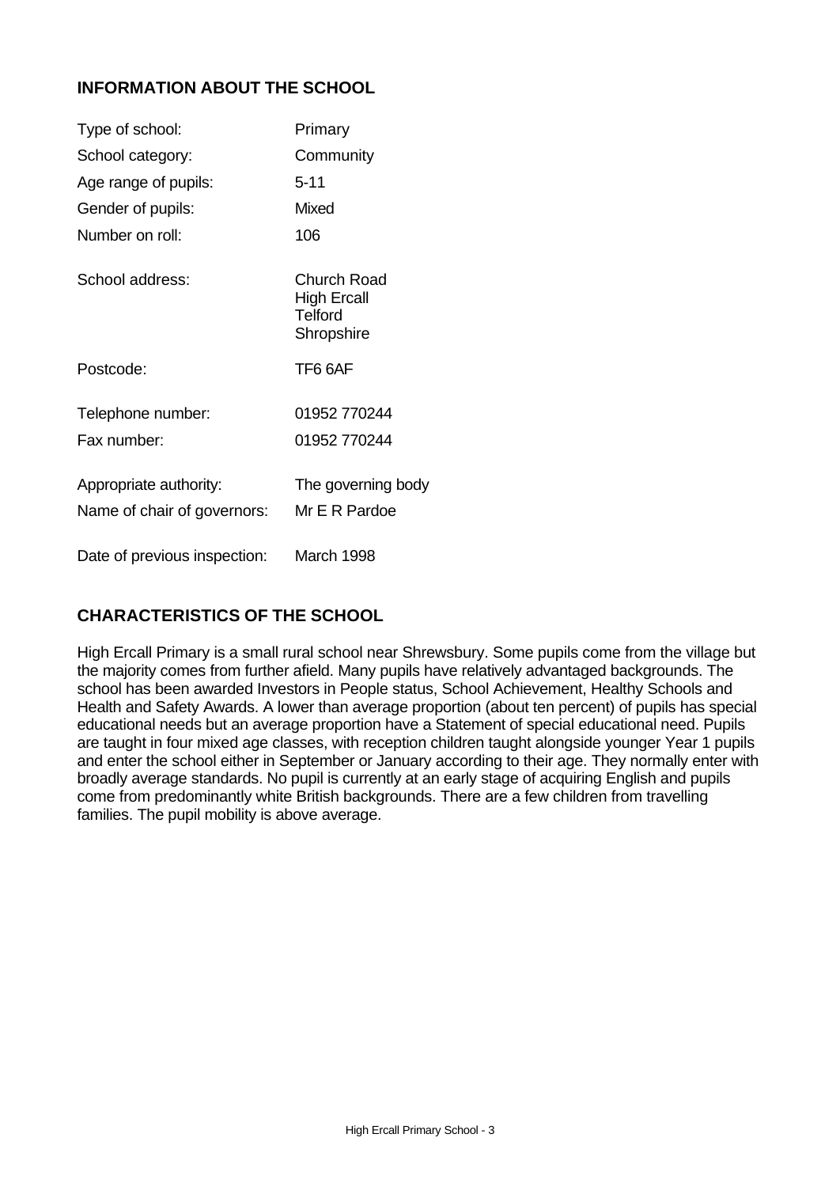## INFORMATION ABOUT THE SCHOOL

| | |
|---|---|
| Type of school: | Primary |
| School category: | Community |
| Age range of pupils: | 5-11 |
| Gender of pupils: | Mixed |
| Number on roll: | 106 |
| School address: | Church Road<br>High Ercall<br>Telford<br>Shropshire |
| Postcode: | TF6 6AF |
| Telephone number: | 01952 770244 |
| Fax number: | 01952 770244 |
| Appropriate authority: | The governing body |
| Name of chair of governors: | Mr E R Pardoe |
| Date of previous inspection: | March 1998 |

## CHARACTERISTICS OF THE SCHOOL

High Ercall Primary is a small rural school near Shrewsbury. Some pupils come from the village but the majority comes from further afield. Many pupils have relatively advantaged backgrounds. The school has been awarded Investors in People status, School Achievement, Healthy Schools and Health and Safety Awards. A lower than average proportion (about ten percent) of pupils has special educational needs but an average proportion have a Statement of special educational need. Pupils are taught in four mixed age classes, with reception children taught alongside younger Year 1 pupils and enter the school either in September or January according to their age. They normally enter with broadly average standards. No pupil is currently at an early stage of acquiring English and pupils come from predominantly white British backgrounds. There are a few children from travelling families. The pupil mobility is above average.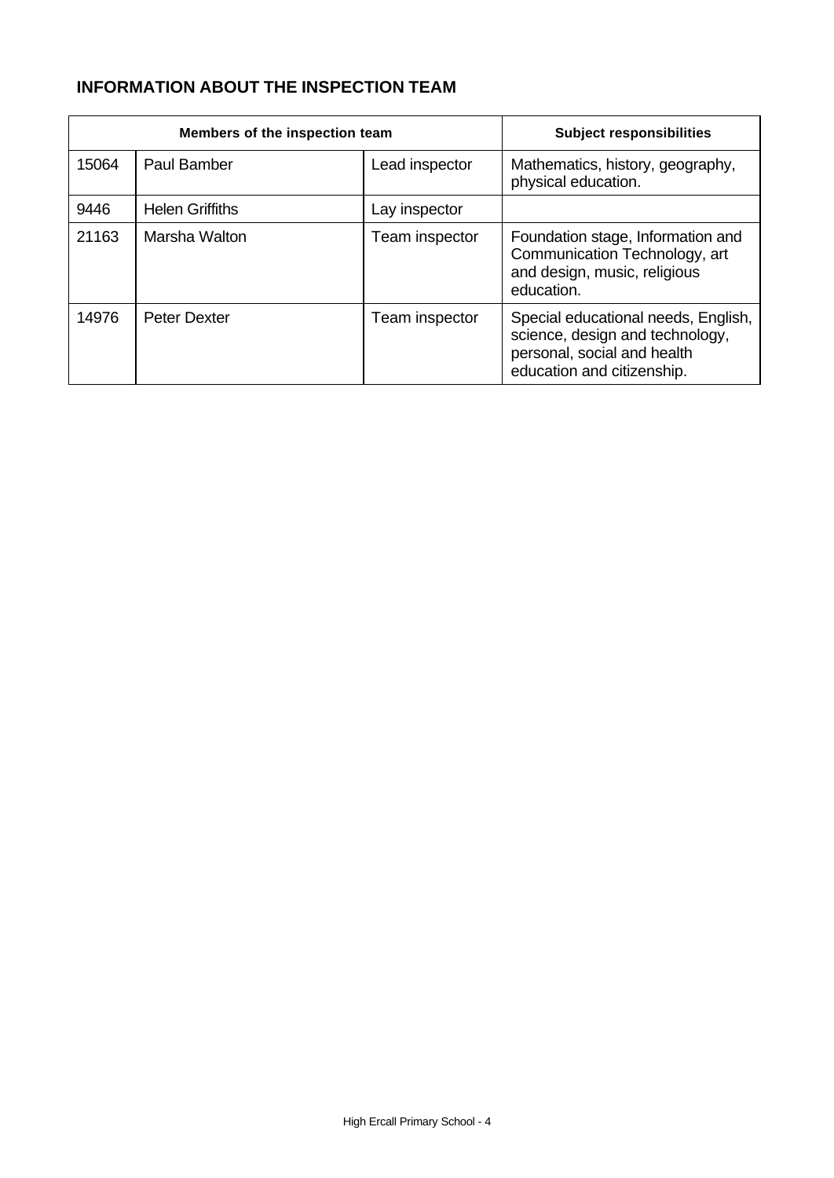## INFORMATION ABOUT THE INSPECTION TEAM

| Members of the inspection team | | | Subject responsibilities |
|---|---|---|---|
| 15064 | Paul Bamber | Lead inspector | Mathematics, history, geography, physical education. |
| 9446 | Helen Griffiths | Lay inspector | |
| 21163 | Marsha Walton | Team inspector | Foundation stage, Information and Communication Technology, art and design, music, religious education. |
| 14976 | Peter Dexter | Team inspector | Special educational needs, English, science, design and technology, personal, social and health education and citizenship. |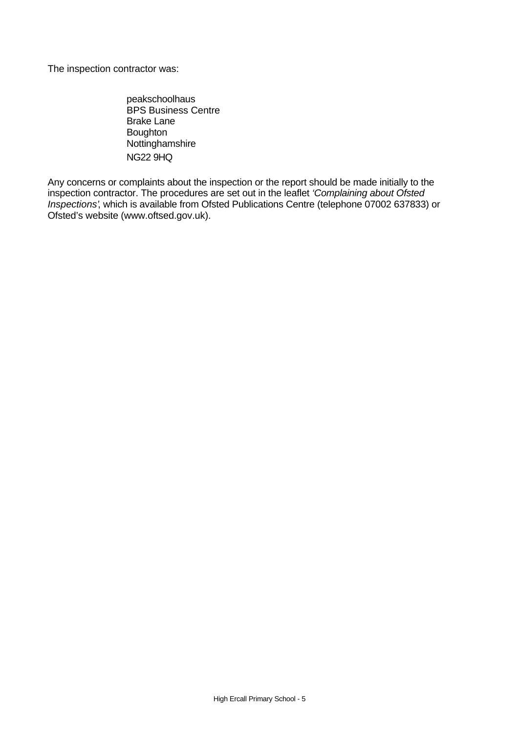The inspection contractor was:

peakschoolhaus
BPS Business Centre
Brake Lane
Boughton
Nottinghamshire
NG22 9HQ

Any concerns or complaints about the inspection or the report should be made initially to the inspection contractor. The procedures are set out in the leaflet *'Complaining about Ofsted Inspections'*, which is available from Ofsted Publications Centre (telephone 07002 637833) or Ofsted's website (www.oftsed.gov.uk).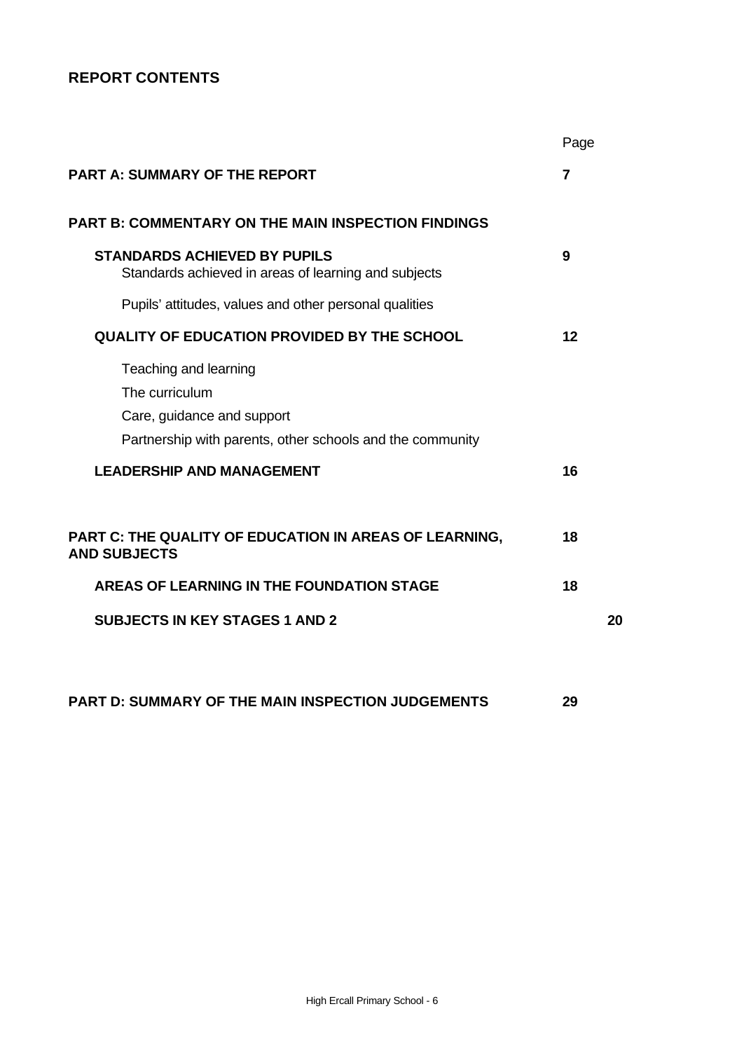## REPORT CONTENTS

| | Page |
|---|---|
| **PART A: SUMMARY OF THE REPORT** | **7** |
| **PART B: COMMENTARY ON THE MAIN INSPECTION FINDINGS** | |
| **STANDARDS ACHIEVED BY PUPILS** | **9** |
| Standards achieved in areas of learning and subjects | |
| Pupils' attitudes, values and other personal qualities | |
| **QUALITY OF EDUCATION PROVIDED BY THE SCHOOL** | **12** |
| Teaching and learning | |
| The curriculum | |
| Care, guidance and support | |
| Partnership with parents, other schools and the community | |
| **LEADERSHIP AND MANAGEMENT** | **16** |
| **PART C: THE QUALITY OF EDUCATION IN AREAS OF LEARNING, AND SUBJECTS** | **18** |
| **AREAS OF LEARNING IN THE FOUNDATION STAGE** | **18** |
| **SUBJECTS IN KEY STAGES 1 AND 2** | **20** |
| **PART D: SUMMARY OF THE MAIN INSPECTION JUDGEMENTS** | **29** |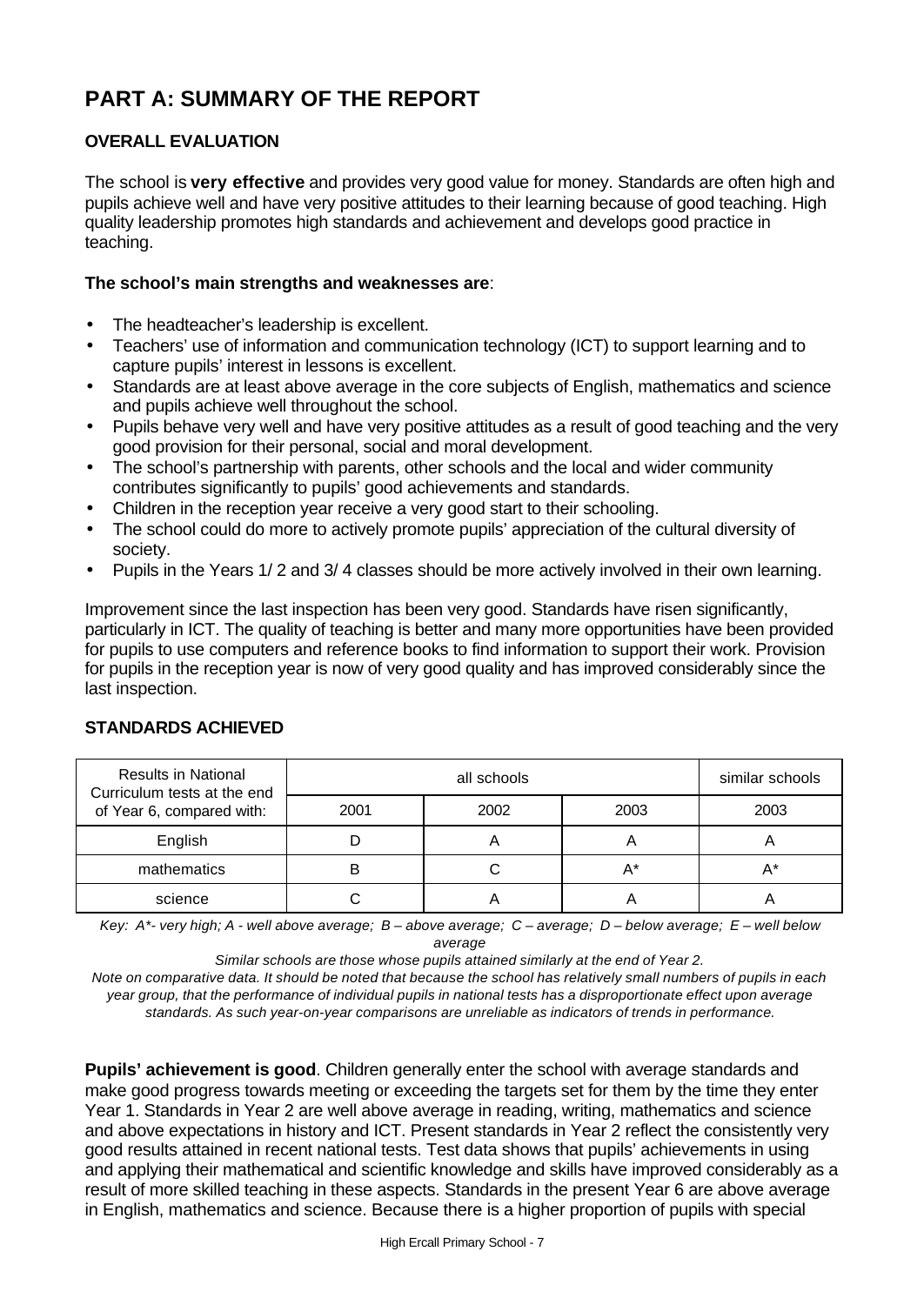# PART A: SUMMARY OF THE REPORT

## OVERALL EVALUATION

The school is **very effective** and provides very good value for money. Standards are often high and pupils achieve well and have very positive attitudes to their learning because of good teaching. High quality leadership promotes high standards and achievement and develops good practice in teaching.

**The school's main strengths and weaknesses are**:

- The headteacher's leadership is excellent.
- Teachers' use of information and communication technology (ICT) to support learning and to capture pupils' interest in lessons is excellent.
- Standards are at least above average in the core subjects of English, mathematics and science and pupils achieve well throughout the school.
- Pupils behave very well and have very positive attitudes as a result of good teaching and the very good provision for their personal, social and moral development.
- The school's partnership with parents, other schools and the local and wider community contributes significantly to pupils' good achievements and standards.
- Children in the reception year receive a very good start to their schooling.
- The school could do more to actively promote pupils' appreciation of the cultural diversity of society.
- Pupils in the Years 1/ 2 and 3/ 4 classes should be more actively involved in their own learning.

Improvement since the last inspection has been very good. Standards have risen significantly, particularly in ICT. The quality of teaching is better and many more opportunities have been provided for pupils to use computers and reference books to find information to support their work. Provision for pupils in the reception year is now of very good quality and has improved considerably since the last inspection.

## STANDARDS ACHIEVED

| Results in National Curriculum tests at the end of Year 6, compared with: | all schools | | | similar schools |
|---|---|---|---|---|
| | 2001 | 2002 | 2003 | 2003 |
| English | D | A | A | A |
| mathematics | B | C | A* | A* |
| science | C | A | A | A |

*Key: A*- very high; A - well above average; B – above average; C – average; D – below average; E – well below average*

*Similar schools are those whose pupils attained similarly at the end of Year 2.*

*Note on comparative data. It should be noted that because the school has relatively small numbers of pupils in each year group, that the performance of individual pupils in national tests has a disproportionate effect upon average standards. As such year-on-year comparisons are unreliable as indicators of trends in performance.*

**Pupils' achievement is good**. Children generally enter the school with average standards and make good progress towards meeting or exceeding the targets set for them by the time they enter Year 1. Standards in Year 2 are well above average in reading, writing, mathematics and science and above expectations in history and ICT. Present standards in Year 2 reflect the consistently very good results attained in recent national tests. Test data shows that pupils' achievements in using and applying their mathematical and scientific knowledge and skills have improved considerably as a result of more skilled teaching in these aspects. Standards in the present Year 6 are above average in English, mathematics and science. Because there is a higher proportion of pupils with special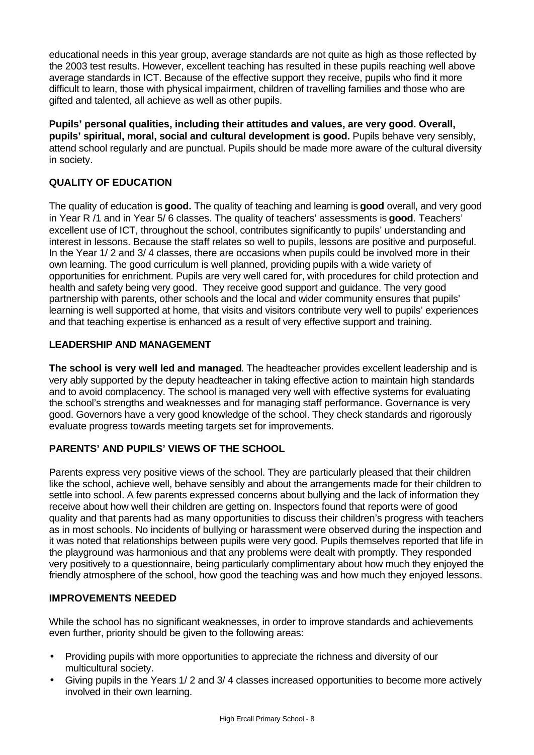educational needs in this year group, average standards are not quite as high as those reflected by the 2003 test results. However, excellent teaching has resulted in these pupils reaching well above average standards in ICT. Because of the effective support they receive, pupils who find it more difficult to learn, those with physical impairment, children of travelling families and those who are gifted and talented, all achieve as well as other pupils.

**Pupils' personal qualities, including their attitudes and values, are very good. Overall, pupils' spiritual, moral, social and cultural development is good.** Pupils behave very sensibly, attend school regularly and are punctual. Pupils should be made more aware of the cultural diversity in society.

## QUALITY OF EDUCATION

The quality of education is **good.** The quality of teaching and learning is **good** overall, and very good in Year R /1 and in Year 5/ 6 classes. The quality of teachers' assessments is **good**. Teachers' excellent use of ICT, throughout the school, contributes significantly to pupils' understanding and interest in lessons. Because the staff relates so well to pupils, lessons are positive and purposeful. In the Year 1/ 2 and 3/ 4 classes, there are occasions when pupils could be involved more in their own learning. The good curriculum is well planned, providing pupils with a wide variety of opportunities for enrichment. Pupils are very well cared for, with procedures for child protection and health and safety being very good. They receive good support and guidance. The very good partnership with parents, other schools and the local and wider community ensures that pupils' learning is well supported at home, that visits and visitors contribute very well to pupils' experiences and that teaching expertise is enhanced as a result of very effective support and training.

## LEADERSHIP AND MANAGEMENT

**The school is very well led and managed**. The headteacher provides excellent leadership and is very ably supported by the deputy headteacher in taking effective action to maintain high standards and to avoid complacency. The school is managed very well with effective systems for evaluating the school's strengths and weaknesses and for managing staff performance. Governance is very good. Governors have a very good knowledge of the school. They check standards and rigorously evaluate progress towards meeting targets set for improvements.

## PARENTS' AND PUPILS' VIEWS OF THE SCHOOL

Parents express very positive views of the school. They are particularly pleased that their children like the school, achieve well, behave sensibly and about the arrangements made for their children to settle into school. A few parents expressed concerns about bullying and the lack of information they receive about how well their children are getting on. Inspectors found that reports were of good quality and that parents had as many opportunities to discuss their children's progress with teachers as in most schools. No incidents of bullying or harassment were observed during the inspection and it was noted that relationships between pupils were very good. Pupils themselves reported that life in the playground was harmonious and that any problems were dealt with promptly. They responded very positively to a questionnaire, being particularly complimentary about how much they enjoyed the friendly atmosphere of the school, how good the teaching was and how much they enjoyed lessons.

## IMPROVEMENTS NEEDED

While the school has no significant weaknesses, in order to improve standards and achievements even further, priority should be given to the following areas:

- Providing pupils with more opportunities to appreciate the richness and diversity of our multicultural society.
- Giving pupils in the Years 1/ 2 and 3/ 4 classes increased opportunities to become more actively involved in their own learning.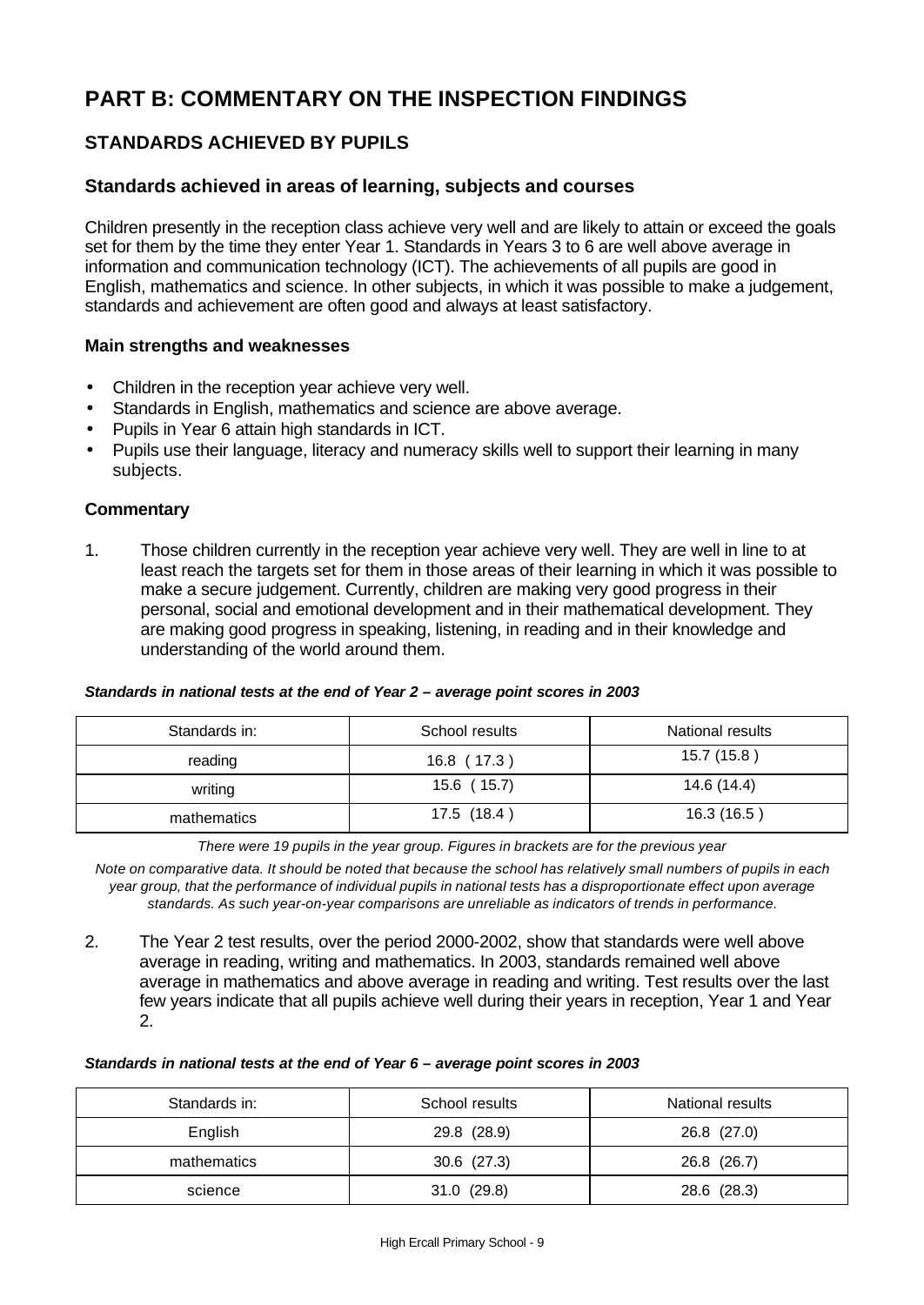# PART B: COMMENTARY ON THE INSPECTION FINDINGS

## STANDARDS ACHIEVED BY PUPILS

### Standards achieved in areas of learning, subjects and courses

Children presently in the reception class achieve very well and are likely to attain or exceed the goals set for them by the time they enter Year 1. Standards in Years 3 to 6 are well above average in information and communication technology (ICT). The achievements of all pupils are good in English, mathematics and science. In other subjects, in which it was possible to make a judgement, standards and achievement are often good and always at least satisfactory.

#### Main strengths and weaknesses

- Children in the reception year achieve very well.
- Standards in English, mathematics and science are above average.
- Pupils in Year 6 attain high standards in ICT.
- Pupils use their language, literacy and numeracy skills well to support their learning in many subjects.

#### Commentary

1. Those children currently in the reception year achieve very well. They are well in line to at least reach the targets set for them in those areas of their learning in which it was possible to make a secure judgement. Currently, children are making very good progress in their personal, social and emotional development and in their mathematical development. They are making good progress in speaking, listening, in reading and in their knowledge and understanding of the world around them.

***Standards in national tests at the end of Year 2 – average point scores in 2003***

| Standards in: | School results | National results |
|---|---|---|
| reading | 16.8 ( 17.3 ) | 15.7 (15.8 ) |
| writing | 15.6 ( 15.7) | 14.6 (14.4) |
| mathematics | 17.5 (18.4 ) | 16.3 (16.5 ) |

*There were 19 pupils in the year group. Figures in brackets are for the previous year*

*Note on comparative data. It should be noted that because the school has relatively small numbers of pupils in each year group, that the performance of individual pupils in national tests has a disproportionate effect upon average standards. As such year-on-year comparisons are unreliable as indicators of trends in performance.*

2. The Year 2 test results, over the period 2000-2002, show that standards were well above average in reading, writing and mathematics. In 2003, standards remained well above average in mathematics and above average in reading and writing. Test results over the last few years indicate that all pupils achieve well during their years in reception, Year 1 and Year 2.

***Standards in national tests at the end of Year 6 – average point scores in 2003***

| Standards in: | School results | National results |
|---|---|---|
| English | 29.8 (28.9) | 26.8 (27.0) |
| mathematics | 30.6 (27.3) | 26.8 (26.7) |
| science | 31.0 (29.8) | 28.6 (28.3) |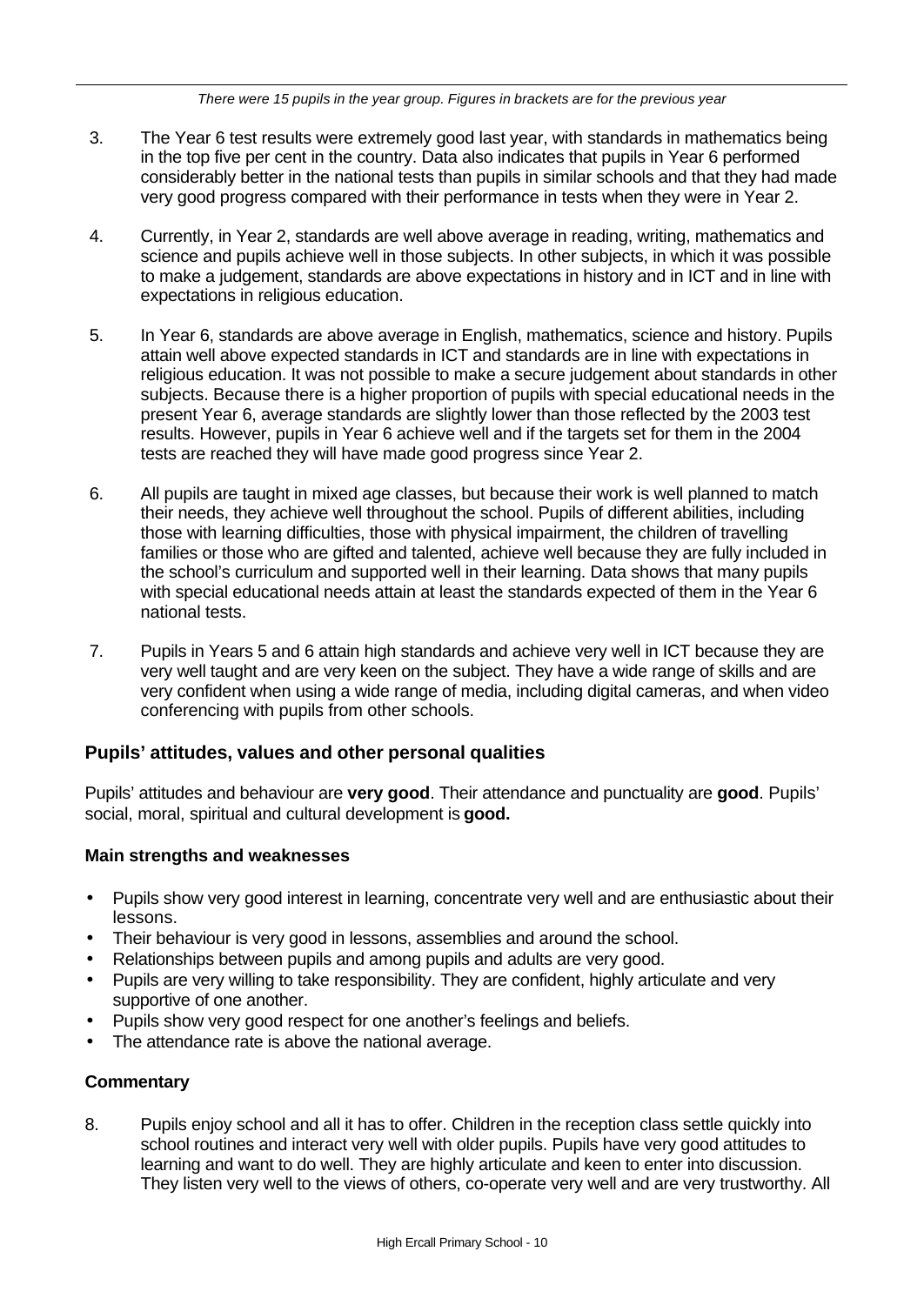*There were 15 pupils in the year group. Figures in brackets are for the previous year*

3. The Year 6 test results were extremely good last year, with standards in mathematics being in the top five per cent in the country. Data also indicates that pupils in Year 6 performed considerably better in the national tests than pupils in similar schools and that they had made very good progress compared with their performance in tests when they were in Year 2.

4. Currently, in Year 2, standards are well above average in reading, writing, mathematics and science and pupils achieve well in those subjects. In other subjects, in which it was possible to make a judgement, standards are above expectations in history and in ICT and in line with expectations in religious education.

5. In Year 6, standards are above average in English, mathematics, science and history. Pupils attain well above expected standards in ICT and standards are in line with expectations in religious education. It was not possible to make a secure judgement about standards in other subjects. Because there is a higher proportion of pupils with special educational needs in the present Year 6, average standards are slightly lower than those reflected by the 2003 test results. However, pupils in Year 6 achieve well and if the targets set for them in the 2004 tests are reached they will have made good progress since Year 2.

6. All pupils are taught in mixed age classes, but because their work is well planned to match their needs, they achieve well throughout the school. Pupils of different abilities, including those with learning difficulties, those with physical impairment, the children of travelling families or those who are gifted and talented, achieve well because they are fully included in the school's curriculum and supported well in their learning. Data shows that many pupils with special educational needs attain at least the standards expected of them in the Year 6 national tests.

7. Pupils in Years 5 and 6 attain high standards and achieve very well in ICT because they are very well taught and are very keen on the subject. They have a wide range of skills and are very confident when using a wide range of media, including digital cameras, and when video conferencing with pupils from other schools.

## Pupils' attitudes, values and other personal qualities

Pupils' attitudes and behaviour are **very good**. Their attendance and punctuality are **good**. Pupils' social, moral, spiritual and cultural development is **good.**

### Main strengths and weaknesses

- Pupils show very good interest in learning, concentrate very well and are enthusiastic about their lessons.
- Their behaviour is very good in lessons, assemblies and around the school.
- Relationships between pupils and among pupils and adults are very good.
- Pupils are very willing to take responsibility. They are confident, highly articulate and very supportive of one another.
- Pupils show very good respect for one another's feelings and beliefs.
- The attendance rate is above the national average.

### Commentary

8. Pupils enjoy school and all it has to offer. Children in the reception class settle quickly into school routines and interact very well with older pupils. Pupils have very good attitudes to learning and want to do well. They are highly articulate and keen to enter into discussion. They listen very well to the views of others, co-operate very well and are very trustworthy. All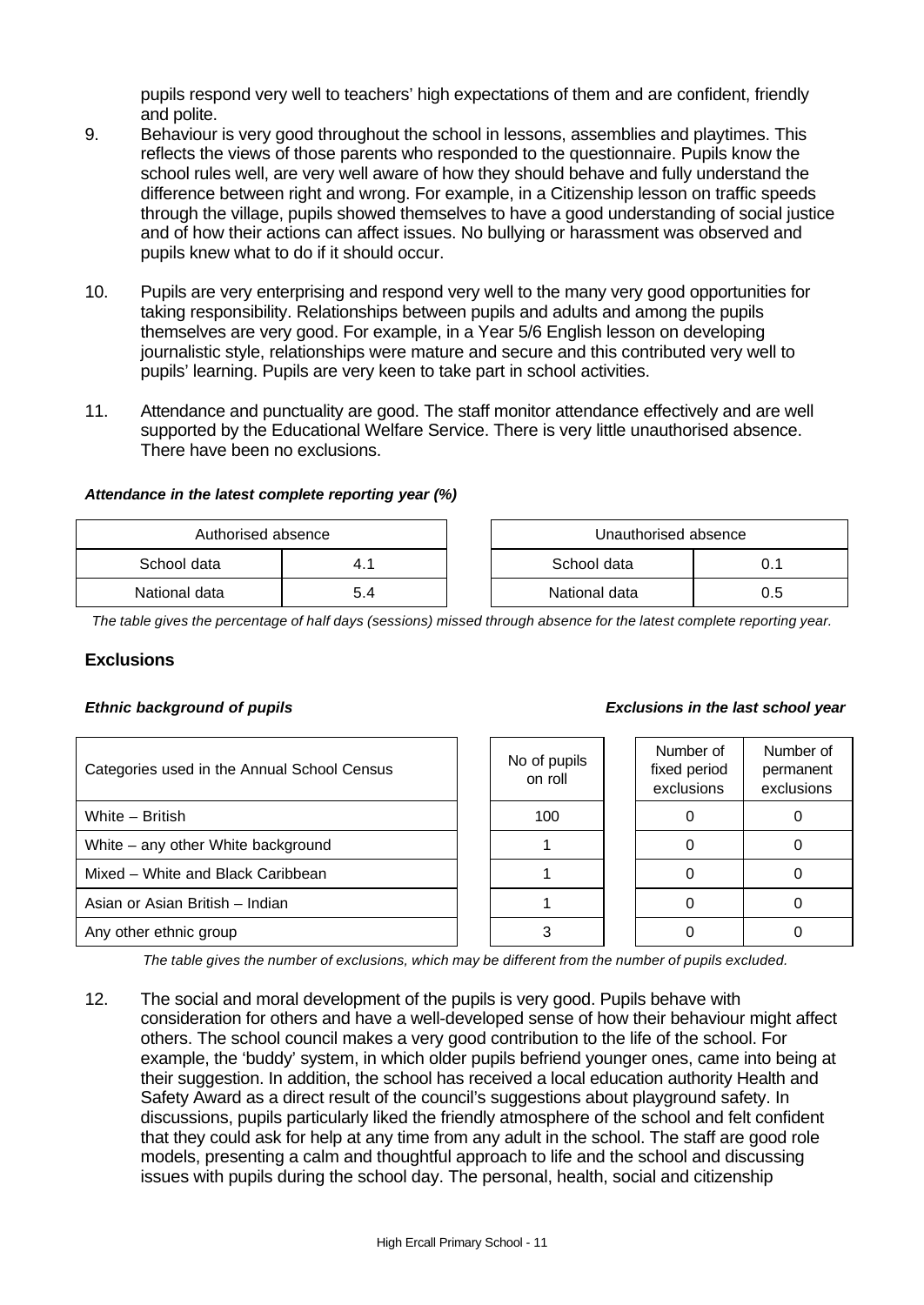pupils respond very well to teachers' high expectations of them and are confident, friendly and polite.

9. Behaviour is very good throughout the school in lessons, assemblies and playtimes. This reflects the views of those parents who responded to the questionnaire. Pupils know the school rules well, are very well aware of how they should behave and fully understand the difference between right and wrong. For example, in a Citizenship lesson on traffic speeds through the village, pupils showed themselves to have a good understanding of social justice and of how their actions can affect issues. No bullying or harassment was observed and pupils knew what to do if it should occur.

10. Pupils are very enterprising and respond very well to the many very good opportunities for taking responsibility. Relationships between pupils and adults and among the pupils themselves are very good. For example, in a Year 5/6 English lesson on developing journalistic style, relationships were mature and secure and this contributed very well to pupils' learning. Pupils are very keen to take part in school activities.

11. Attendance and punctuality are good. The staff monitor attendance effectively and are well supported by the Educational Welfare Service. There is very little unauthorised absence. There have been no exclusions.

***Attendance in the latest complete reporting year (%)***

| Authorised absence | |
|---|---|
| School data | 4.1 |
| National data | 5.4 |

| Unauthorised absence | |
|---|---|
| School data | 0.1 |
| National data | 0.5 |

*The table gives the percentage of half days (sessions) missed through absence for the latest complete reporting year.*

### Exclusions

***Ethnic background of pupils*** / ***Exclusions in the last school year***

| Categories used in the Annual School Census | No of pupils on roll | Number of fixed period exclusions | Number of permanent exclusions |
|---|---|---|---|
| White – British | 100 | 0 | 0 |
| White – any other White background | 1 | 0 | 0 |
| Mixed – White and Black Caribbean | 1 | 0 | 0 |
| Asian or Asian British – Indian | 1 | 0 | 0 |
| Any other ethnic group | 3 | 0 | 0 |

*The table gives the number of exclusions, which may be different from the number of pupils excluded.*

12. The social and moral development of the pupils is very good. Pupils behave with consideration for others and have a well-developed sense of how their behaviour might affect others. The school council makes a very good contribution to the life of the school. For example, the 'buddy' system, in which older pupils befriend younger ones, came into being at their suggestion. In addition, the school has received a local education authority Health and Safety Award as a direct result of the council's suggestions about playground safety. In discussions, pupils particularly liked the friendly atmosphere of the school and felt confident that they could ask for help at any time from any adult in the school. The staff are good role models, presenting a calm and thoughtful approach to life and the school and discussing issues with pupils during the school day. The personal, health, social and citizenship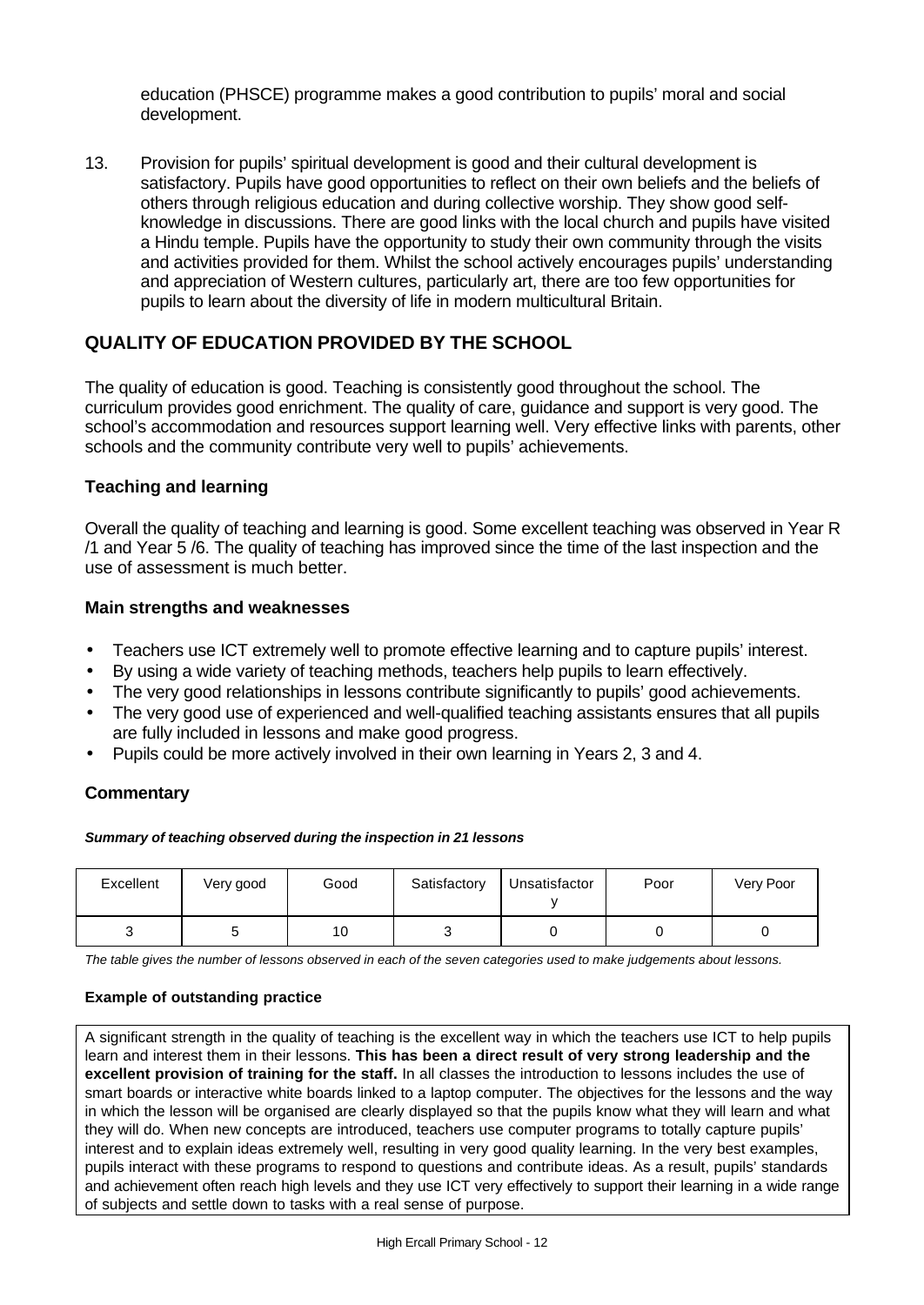education (PHSCE) programme makes a good contribution to pupils' moral and social development.

13. Provision for pupils' spiritual development is good and their cultural development is satisfactory. Pupils have good opportunities to reflect on their own beliefs and the beliefs of others through religious education and during collective worship. They show good self-knowledge in discussions. There are good links with the local church and pupils have visited a Hindu temple. Pupils have the opportunity to study their own community through the visits and activities provided for them. Whilst the school actively encourages pupils' understanding and appreciation of Western cultures, particularly art, there are too few opportunities for pupils to learn about the diversity of life in modern multicultural Britain.

## QUALITY OF EDUCATION PROVIDED BY THE SCHOOL

The quality of education is good. Teaching is consistently good throughout the school. The curriculum provides good enrichment. The quality of care, guidance and support is very good. The school's accommodation and resources support learning well. Very effective links with parents, other schools and the community contribute very well to pupils' achievements.

### Teaching and learning

Overall the quality of teaching and learning is good. Some excellent teaching was observed in Year R /1 and Year 5 /6. The quality of teaching has improved since the time of the last inspection and the use of assessment is much better.

#### Main strengths and weaknesses

- Teachers use ICT extremely well to promote effective learning and to capture pupils' interest.
- By using a wide variety of teaching methods, teachers help pupils to learn effectively.
- The very good relationships in lessons contribute significantly to pupils' good achievements.
- The very good use of experienced and well-qualified teaching assistants ensures that all pupils are fully included in lessons and make good progress.
- Pupils could be more actively involved in their own learning in Years 2, 3 and 4.

#### Commentary

***Summary of teaching observed during the inspection in 21 lessons***

| Excellent | Very good | Good | Satisfactory | Unsatisfactory | Poor | Very Poor |
|---|---|---|---|---|---|---|
| 3 | 5 | 10 | 3 | 0 | 0 | 0 |

*The table gives the number of lessons observed in each of the seven categories used to make judgements about lessons.*

**Example of outstanding practice**

A significant strength in the quality of teaching is the excellent way in which the teachers use ICT to help pupils learn and interest them in their lessons. **This has been a direct result of very strong leadership and the excellent provision of training for the staff.** In all classes the introduction to lessons includes the use of smart boards or interactive white boards linked to a laptop computer. The objectives for the lessons and the way in which the lesson will be organised are clearly displayed so that the pupils know what they will learn and what they will do. When new concepts are introduced, teachers use computer programs to totally capture pupils' interest and to explain ideas extremely well, resulting in very good quality learning. In the very best examples, pupils interact with these programs to respond to questions and contribute ideas. As a result, pupils' standards and achievement often reach high levels and they use ICT very effectively to support their learning in a wide range of subjects and settle down to tasks with a real sense of purpose.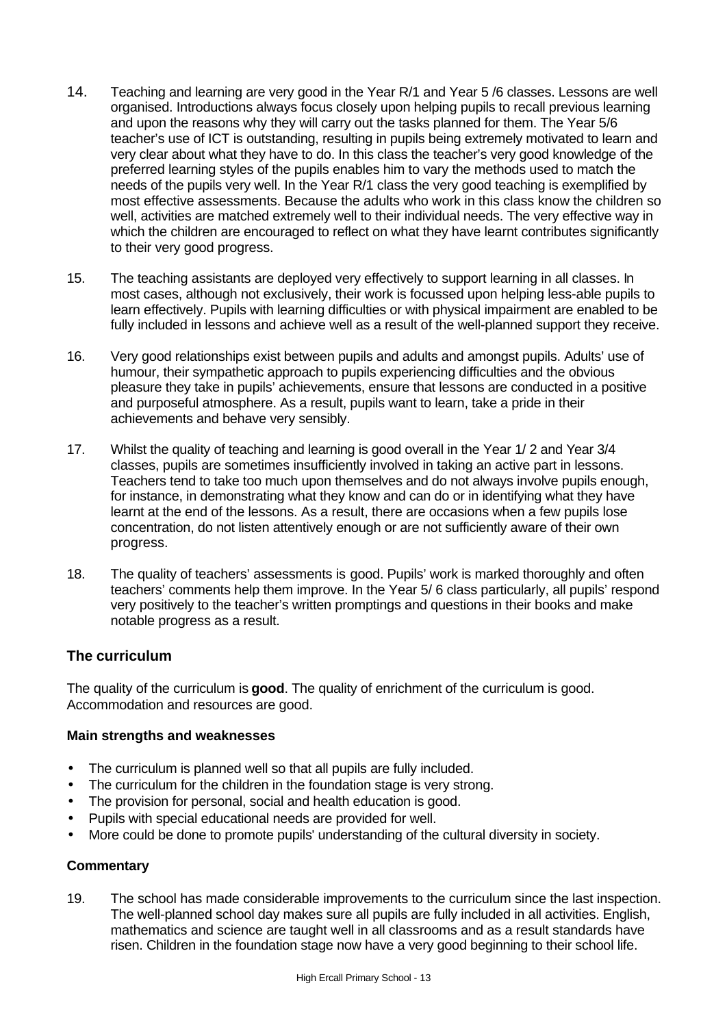14. Teaching and learning are very good in the Year R/1 and Year 5 /6 classes. Lessons are well organised. Introductions always focus closely upon helping pupils to recall previous learning and upon the reasons why they will carry out the tasks planned for them. The Year 5/6 teacher's use of ICT is outstanding, resulting in pupils being extremely motivated to learn and very clear about what they have to do. In this class the teacher's very good knowledge of the preferred learning styles of the pupils enables him to vary the methods used to match the needs of the pupils very well. In the Year R/1 class the very good teaching is exemplified by most effective assessments. Because the adults who work in this class know the children so well, activities are matched extremely well to their individual needs. The very effective way in which the children are encouraged to reflect on what they have learnt contributes significantly to their very good progress.

15. The teaching assistants are deployed very effectively to support learning in all classes. In most cases, although not exclusively, their work is focussed upon helping less-able pupils to learn effectively. Pupils with learning difficulties or with physical impairment are enabled to be fully included in lessons and achieve well as a result of the well-planned support they receive.

16. Very good relationships exist between pupils and adults and amongst pupils. Adults' use of humour, their sympathetic approach to pupils experiencing difficulties and the obvious pleasure they take in pupils' achievements, ensure that lessons are conducted in a positive and purposeful atmosphere. As a result, pupils want to learn, take a pride in their achievements and behave very sensibly.

17. Whilst the quality of teaching and learning is good overall in the Year 1/ 2 and Year 3/4 classes, pupils are sometimes insufficiently involved in taking an active part in lessons. Teachers tend to take too much upon themselves and do not always involve pupils enough, for instance, in demonstrating what they know and can do or in identifying what they have learnt at the end of the lessons. As a result, there are occasions when a few pupils lose concentration, do not listen attentively enough or are not sufficiently aware of their own progress.

18. The quality of teachers' assessments is good. Pupils' work is marked thoroughly and often teachers' comments help them improve. In the Year 5/ 6 class particularly, all pupils' respond very positively to the teacher's written promptings and questions in their books and make notable progress as a result.

## The curriculum

The quality of the curriculum is **good**. The quality of enrichment of the curriculum is good. Accommodation and resources are good.

### Main strengths and weaknesses

- The curriculum is planned well so that all pupils are fully included.
- The curriculum for the children in the foundation stage is very strong.
- The provision for personal, social and health education is good.
- Pupils with special educational needs are provided for well.
- More could be done to promote pupils' understanding of the cultural diversity in society.

### Commentary

19. The school has made considerable improvements to the curriculum since the last inspection. The well-planned school day makes sure all pupils are fully included in all activities. English, mathematics and science are taught well in all classrooms and as a result standards have risen. Children in the foundation stage now have a very good beginning to their school life.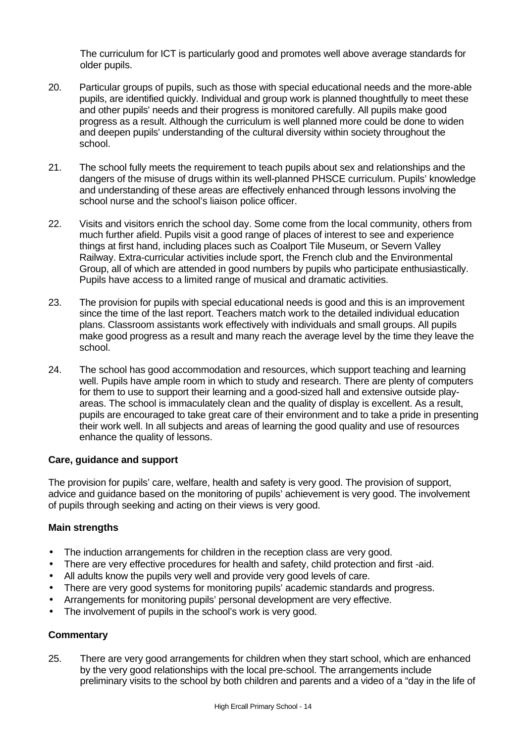The curriculum for ICT is particularly good and promotes well above average standards for older pupils.

20. Particular groups of pupils, such as those with special educational needs and the more-able pupils, are identified quickly. Individual and group work is planned thoughtfully to meet these and other pupils' needs and their progress is monitored carefully. All pupils make good progress as a result. Although the curriculum is well planned more could be done to widen and deepen pupils' understanding of the cultural diversity within society throughout the school.

21. The school fully meets the requirement to teach pupils about sex and relationships and the dangers of the misuse of drugs within its well-planned PHSCE curriculum. Pupils' knowledge and understanding of these areas are effectively enhanced through lessons involving the school nurse and the school's liaison police officer.

22. Visits and visitors enrich the school day. Some come from the local community, others from much further afield. Pupils visit a good range of places of interest to see and experience things at first hand, including places such as Coalport Tile Museum, or Severn Valley Railway. Extra-curricular activities include sport, the French club and the Environmental Group, all of which are attended in good numbers by pupils who participate enthusiastically. Pupils have access to a limited range of musical and dramatic activities.

23. The provision for pupils with special educational needs is good and this is an improvement since the time of the last report. Teachers match work to the detailed individual education plans. Classroom assistants work effectively with individuals and small groups. All pupils make good progress as a result and many reach the average level by the time they leave the school.

24. The school has good accommodation and resources, which support teaching and learning well. Pupils have ample room in which to study and research. There are plenty of computers for them to use to support their learning and a good-sized hall and extensive outside play-areas. The school is immaculately clean and the quality of display is excellent. As a result, pupils are encouraged to take great care of their environment and to take a pride in presenting their work well. In all subjects and areas of learning the good quality and use of resources enhance the quality of lessons.

**Care, guidance and support**

The provision for pupils' care, welfare, health and safety is very good. The provision of support, advice and guidance based on the monitoring of pupils' achievement is very good. The involvement of pupils through seeking and acting on their views is very good.

**Main strengths**

- The induction arrangements for children in the reception class are very good.
- There are very effective procedures for health and safety, child protection and first -aid.
- All adults know the pupils very well and provide very good levels of care.
- There are very good systems for monitoring pupils' academic standards and progress.
- Arrangements for monitoring pupils' personal development are very effective.
- The involvement of pupils in the school's work is very good.

**Commentary**

25. There are very good arrangements for children when they start school, which are enhanced by the very good relationships with the local pre-school. The arrangements include preliminary visits to the school by both children and parents and a video of a "day in the life of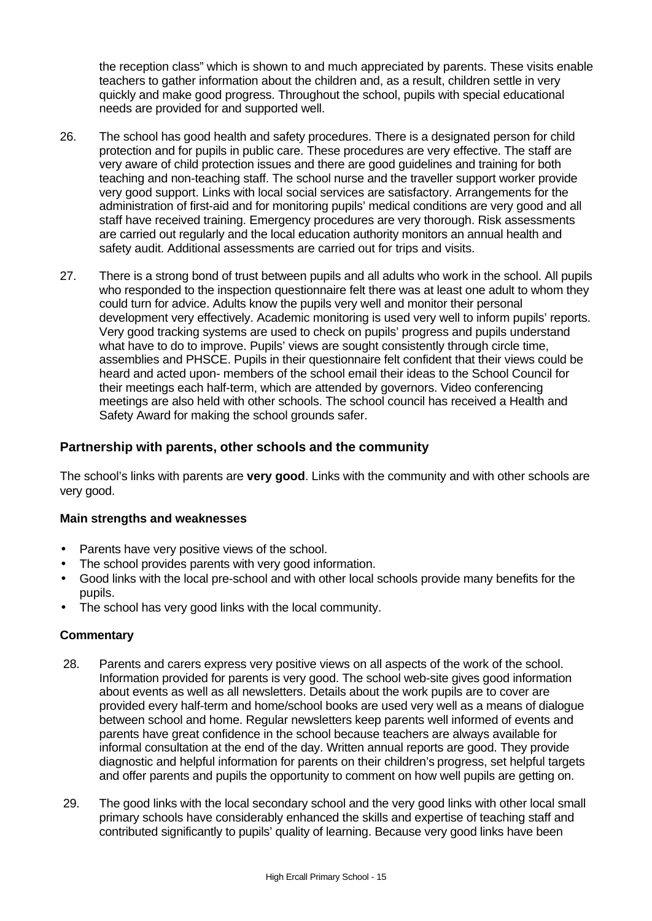the reception class" which is shown to and much appreciated by parents. These visits enable teachers to gather information about the children and, as a result, children settle in very quickly and make good progress. Throughout the school, pupils with special educational needs are provided for and supported well.

26. The school has good health and safety procedures. There is a designated person for child protection and for pupils in public care. These procedures are very effective. The staff are very aware of child protection issues and there are good guidelines and training for both teaching and non-teaching staff. The school nurse and the traveller support worker provide very good support. Links with local social services are satisfactory. Arrangements for the administration of first-aid and for monitoring pupils' medical conditions are very good and all staff have received training. Emergency procedures are very thorough. Risk assessments are carried out regularly and the local education authority monitors an annual health and safety audit. Additional assessments are carried out for trips and visits.

27. There is a strong bond of trust between pupils and all adults who work in the school. All pupils who responded to the inspection questionnaire felt there was at least one adult to whom they could turn for advice. Adults know the pupils very well and monitor their personal development very effectively. Academic monitoring is used very well to inform pupils' reports. Very good tracking systems are used to check on pupils' progress and pupils understand what have to do to improve. Pupils' views are sought consistently through circle time, assemblies and PHSCE. Pupils in their questionnaire felt confident that their views could be heard and acted upon- members of the school email their ideas to the School Council for their meetings each half-term, which are attended by governors. Video conferencing meetings are also held with other schools. The school council has received a Health and Safety Award for making the school grounds safer.

## Partnership with parents, other schools and the community

The school's links with parents are **very good**. Links with the community and with other schools are very good.

### Main strengths and weaknesses

- Parents have very positive views of the school.
- The school provides parents with very good information.
- Good links with the local pre-school and with other local schools provide many benefits for the pupils.
- The school has very good links with the local community.

### Commentary

28. Parents and carers express very positive views on all aspects of the work of the school. Information provided for parents is very good. The school web-site gives good information about events as well as all newsletters. Details about the work pupils are to cover are provided every half-term and home/school books are used very well as a means of dialogue between school and home. Regular newsletters keep parents well informed of events and parents have great confidence in the school because teachers are always available for informal consultation at the end of the day. Written annual reports are good. They provide diagnostic and helpful information for parents on their children's progress, set helpful targets and offer parents and pupils the opportunity to comment on how well pupils are getting on.

29. The good links with the local secondary school and the very good links with other local small primary schools have considerably enhanced the skills and expertise of teaching staff and contributed significantly to pupils' quality of learning. Because very good links have been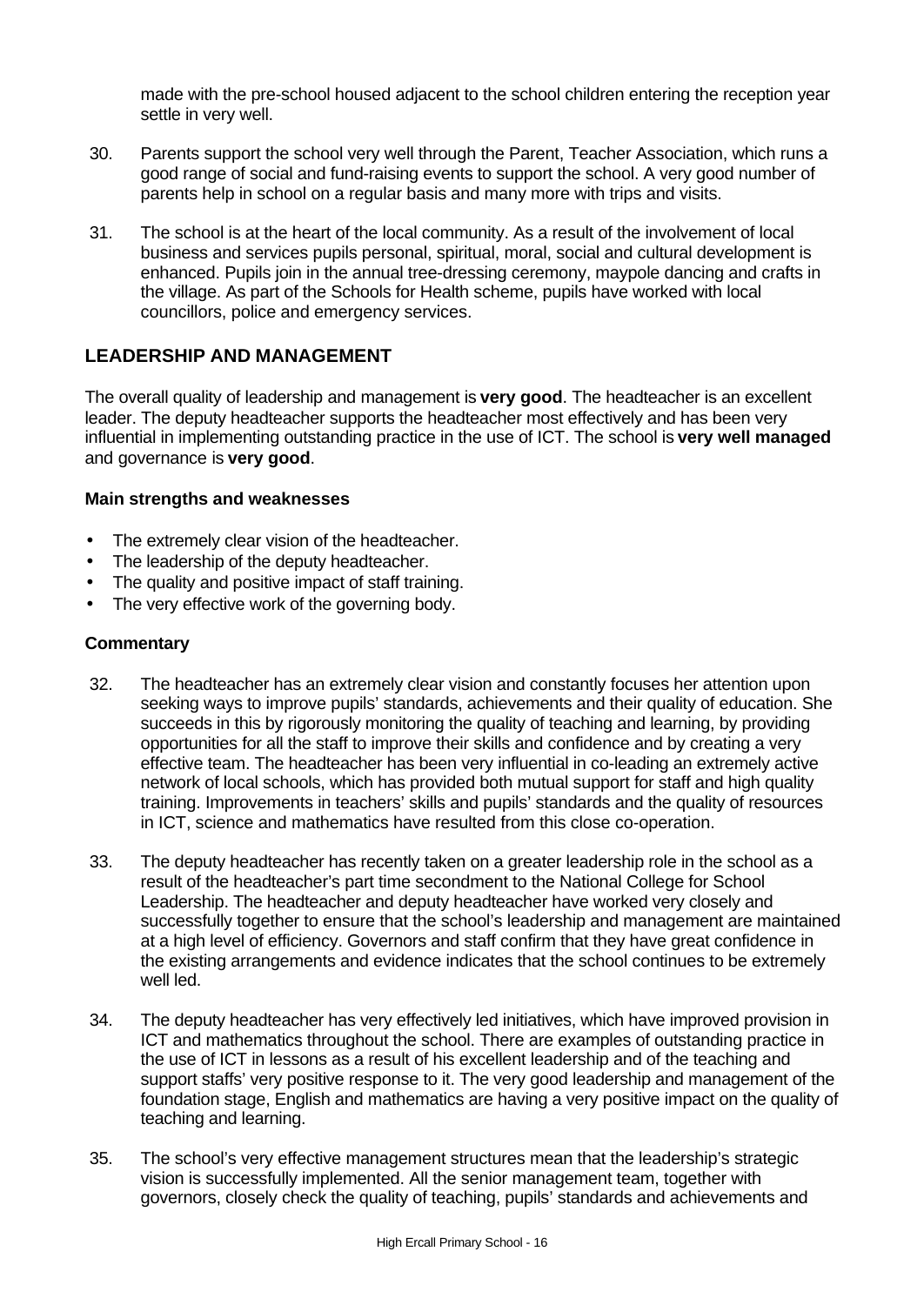made with the pre-school housed adjacent to the school children entering the reception year settle in very well.

30. Parents support the school very well through the Parent, Teacher Association, which runs a good range of social and fund-raising events to support the school. A very good number of parents help in school on a regular basis and many more with trips and visits.

31. The school is at the heart of the local community. As a result of the involvement of local business and services pupils personal, spiritual, moral, social and cultural development is enhanced. Pupils join in the annual tree-dressing ceremony, maypole dancing and crafts in the village. As part of the Schools for Health scheme, pupils have worked with local councillors, police and emergency services.

## LEADERSHIP AND MANAGEMENT

The overall quality of leadership and management is **very good**. The headteacher is an excellent leader. The deputy headteacher supports the headteacher most effectively and has been very influential in implementing outstanding practice in the use of ICT. The school is **very well managed** and governance is **very good**.

### Main strengths and weaknesses

- The extremely clear vision of the headteacher.
- The leadership of the deputy headteacher.
- The quality and positive impact of staff training.
- The very effective work of the governing body.

### Commentary

32. The headteacher has an extremely clear vision and constantly focuses her attention upon seeking ways to improve pupils' standards, achievements and their quality of education. She succeeds in this by rigorously monitoring the quality of teaching and learning, by providing opportunities for all the staff to improve their skills and confidence and by creating a very effective team. The headteacher has been very influential in co-leading an extremely active network of local schools, which has provided both mutual support for staff and high quality training. Improvements in teachers' skills and pupils' standards and the quality of resources in ICT, science and mathematics have resulted from this close co-operation.

33. The deputy headteacher has recently taken on a greater leadership role in the school as a result of the headteacher's part time secondment to the National College for School Leadership. The headteacher and deputy headteacher have worked very closely and successfully together to ensure that the school's leadership and management are maintained at a high level of efficiency. Governors and staff confirm that they have great confidence in the existing arrangements and evidence indicates that the school continues to be extremely well led.

34. The deputy headteacher has very effectively led initiatives, which have improved provision in ICT and mathematics throughout the school. There are examples of outstanding practice in the use of ICT in lessons as a result of his excellent leadership and of the teaching and support staffs' very positive response to it. The very good leadership and management of the foundation stage, English and mathematics are having a very positive impact on the quality of teaching and learning.

35. The school's very effective management structures mean that the leadership's strategic vision is successfully implemented. All the senior management team, together with governors, closely check the quality of teaching, pupils' standards and achievements and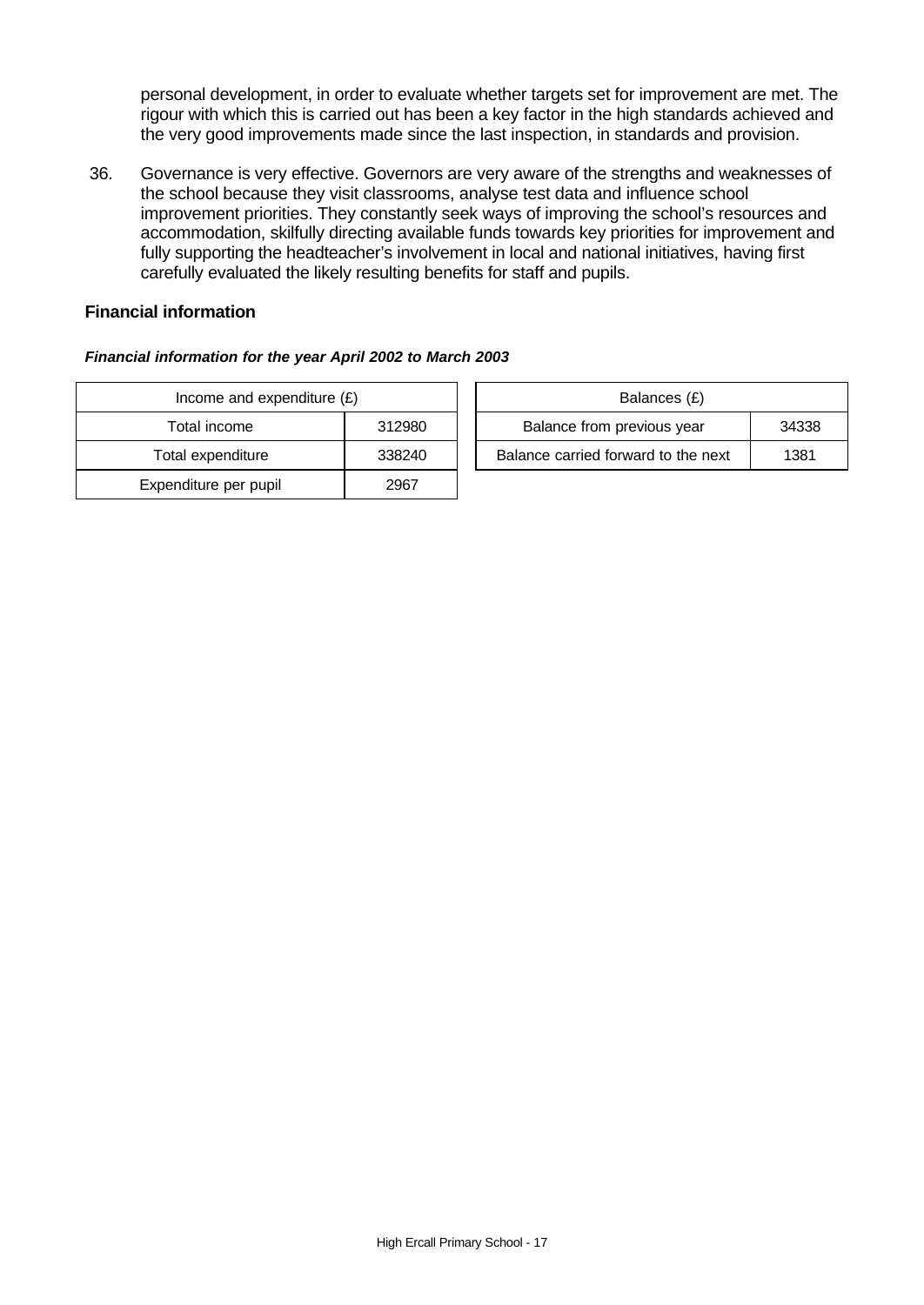personal development, in order to evaluate whether targets set for improvement are met. The rigour with which this is carried out has been a key factor in the high standards achieved and the very good improvements made since the last inspection, in standards and provision.

36. Governance is very effective. Governors are very aware of the strengths and weaknesses of the school because they visit classrooms, analyse test data and influence school improvement priorities. They constantly seek ways of improving the school's resources and accommodation, skilfully directing available funds towards key priorities for improvement and fully supporting the headteacher's involvement in local and national initiatives, having first carefully evaluated the likely resulting benefits for staff and pupils.

### Financial information

***Financial information for the year April 2002 to March 2003***

| Income and expenditure (£) | |
|---|---|
| Total income | 312980 |
| Total expenditure | 338240 |
| Expenditure per pupil | 2967 |

| Balances (£) | |
|---|---|
| Balance from previous year | 34338 |
| Balance carried forward to the next | 1381 |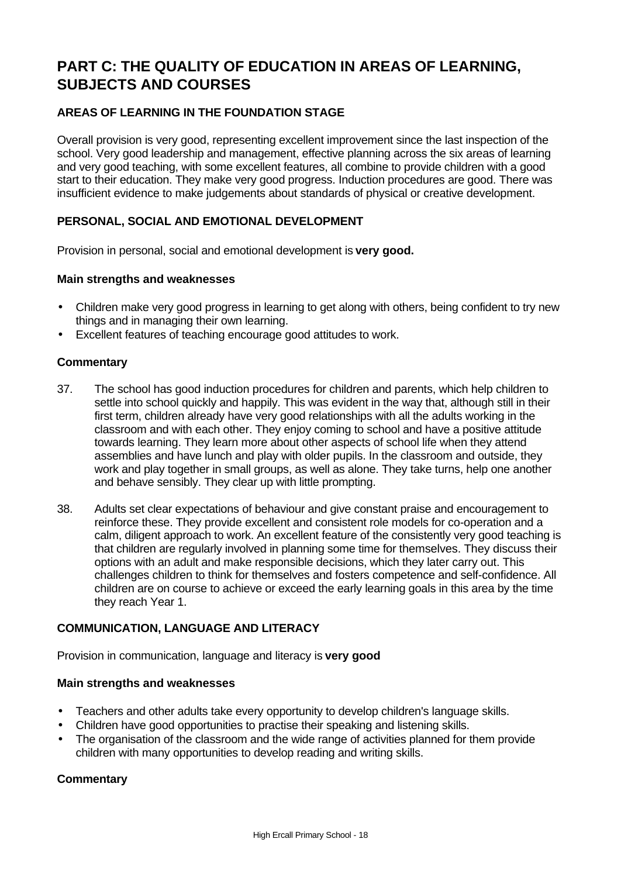# PART C: THE QUALITY OF EDUCATION IN AREAS OF LEARNING, SUBJECTS AND COURSES

## AREAS OF LEARNING IN THE FOUNDATION STAGE

Overall provision is very good, representing excellent improvement since the last inspection of the school. Very good leadership and management, effective planning across the six areas of learning and very good teaching, with some excellent features, all combine to provide children with a good start to their education. They make very good progress. Induction procedures are good. There was insufficient evidence to make judgements about standards of physical or creative development.

### PERSONAL, SOCIAL AND EMOTIONAL DEVELOPMENT

Provision in personal, social and emotional development is **very good.**

#### Main strengths and weaknesses

- Children make very good progress in learning to get along with others, being confident to try new things and in managing their own learning.
- Excellent features of teaching encourage good attitudes to work.

#### Commentary

37. The school has good induction procedures for children and parents, which help children to settle into school quickly and happily. This was evident in the way that, although still in their first term, children already have very good relationships with all the adults working in the classroom and with each other. They enjoy coming to school and have a positive attitude towards learning. They learn more about other aspects of school life when they attend assemblies and have lunch and play with older pupils. In the classroom and outside, they work and play together in small groups, as well as alone. They take turns, help one another and behave sensibly. They clear up with little prompting.

38. Adults set clear expectations of behaviour and give constant praise and encouragement to reinforce these. They provide excellent and consistent role models for co-operation and a calm, diligent approach to work. An excellent feature of the consistently very good teaching is that children are regularly involved in planning some time for themselves. They discuss their options with an adult and make responsible decisions, which they later carry out. This challenges children to think for themselves and fosters competence and self-confidence. All children are on course to achieve or exceed the early learning goals in this area by the time they reach Year 1.

### COMMUNICATION, LANGUAGE AND LITERACY

Provision in communication, language and literacy is **very good**

#### Main strengths and weaknesses

- Teachers and other adults take every opportunity to develop children's language skills.
- Children have good opportunities to practise their speaking and listening skills.
- The organisation of the classroom and the wide range of activities planned for them provide children with many opportunities to develop reading and writing skills.

#### Commentary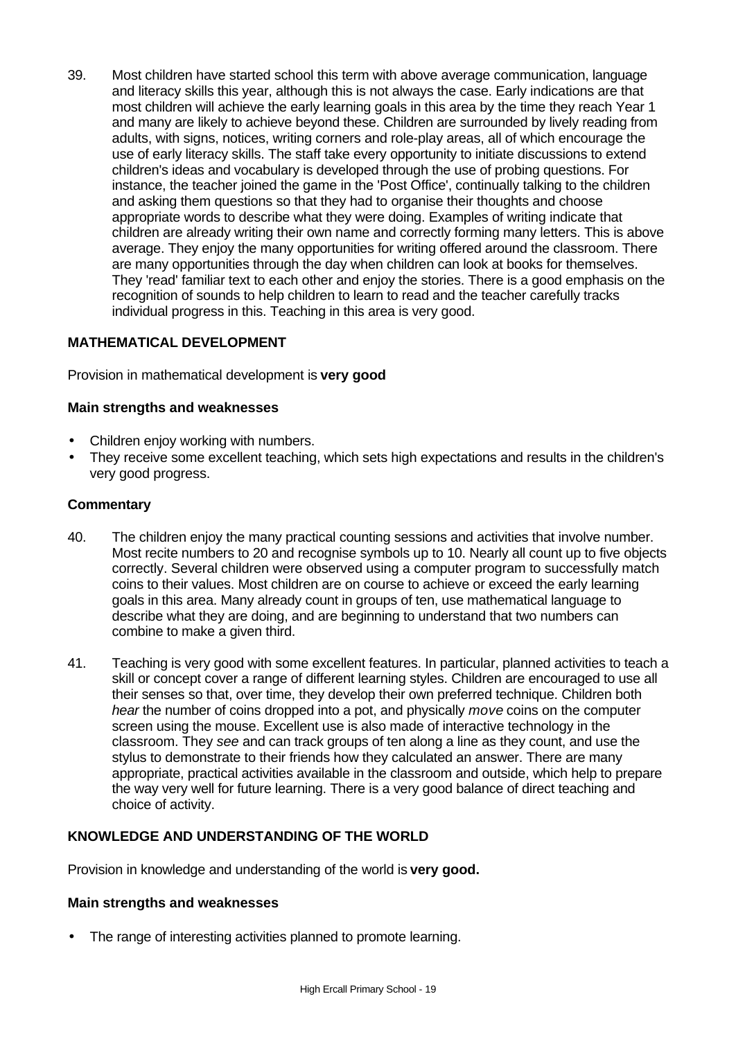39. Most children have started school this term with above average communication, language and literacy skills this year, although this is not always the case. Early indications are that most children will achieve the early learning goals in this area by the time they reach Year 1 and many are likely to achieve beyond these. Children are surrounded by lively reading from adults, with signs, notices, writing corners and role-play areas, all of which encourage the use of early literacy skills. The staff take every opportunity to initiate discussions to extend children's ideas and vocabulary is developed through the use of probing questions. For instance, the teacher joined the game in the 'Post Office', continually talking to the children and asking them questions so that they had to organise their thoughts and choose appropriate words to describe what they were doing. Examples of writing indicate that children are already writing their own name and correctly forming many letters. This is above average. They enjoy the many opportunities for writing offered around the classroom. There are many opportunities through the day when children can look at books for themselves. They 'read' familiar text to each other and enjoy the stories. There is a good emphasis on the recognition of sounds to help children to learn to read and the teacher carefully tracks individual progress in this. Teaching in this area is very good.

## MATHEMATICAL DEVELOPMENT

Provision in mathematical development is **very good**

### Main strengths and weaknesses

- Children enjoy working with numbers.
- They receive some excellent teaching, which sets high expectations and results in the children's very good progress.

### Commentary

40. The children enjoy the many practical counting sessions and activities that involve number. Most recite numbers to 20 and recognise symbols up to 10. Nearly all count up to five objects correctly. Several children were observed using a computer program to successfully match coins to their values. Most children are on course to achieve or exceed the early learning goals in this area. Many already count in groups of ten, use mathematical language to describe what they are doing, and are beginning to understand that two numbers can combine to make a given third.

41. Teaching is very good with some excellent features. In particular, planned activities to teach a skill or concept cover a range of different learning styles. Children are encouraged to use all their senses so that, over time, they develop their own preferred technique. Children both *hear* the number of coins dropped into a pot, and physically *move* coins on the computer screen using the mouse. Excellent use is also made of interactive technology in the classroom. They *see* and can track groups of ten along a line as they count, and use the stylus to demonstrate to their friends how they calculated an answer. There are many appropriate, practical activities available in the classroom and outside, which help to prepare the way very well for future learning. There is a very good balance of direct teaching and choice of activity.

## KNOWLEDGE AND UNDERSTANDING OF THE WORLD

Provision in knowledge and understanding of the world is **very good.**

### Main strengths and weaknesses

- The range of interesting activities planned to promote learning.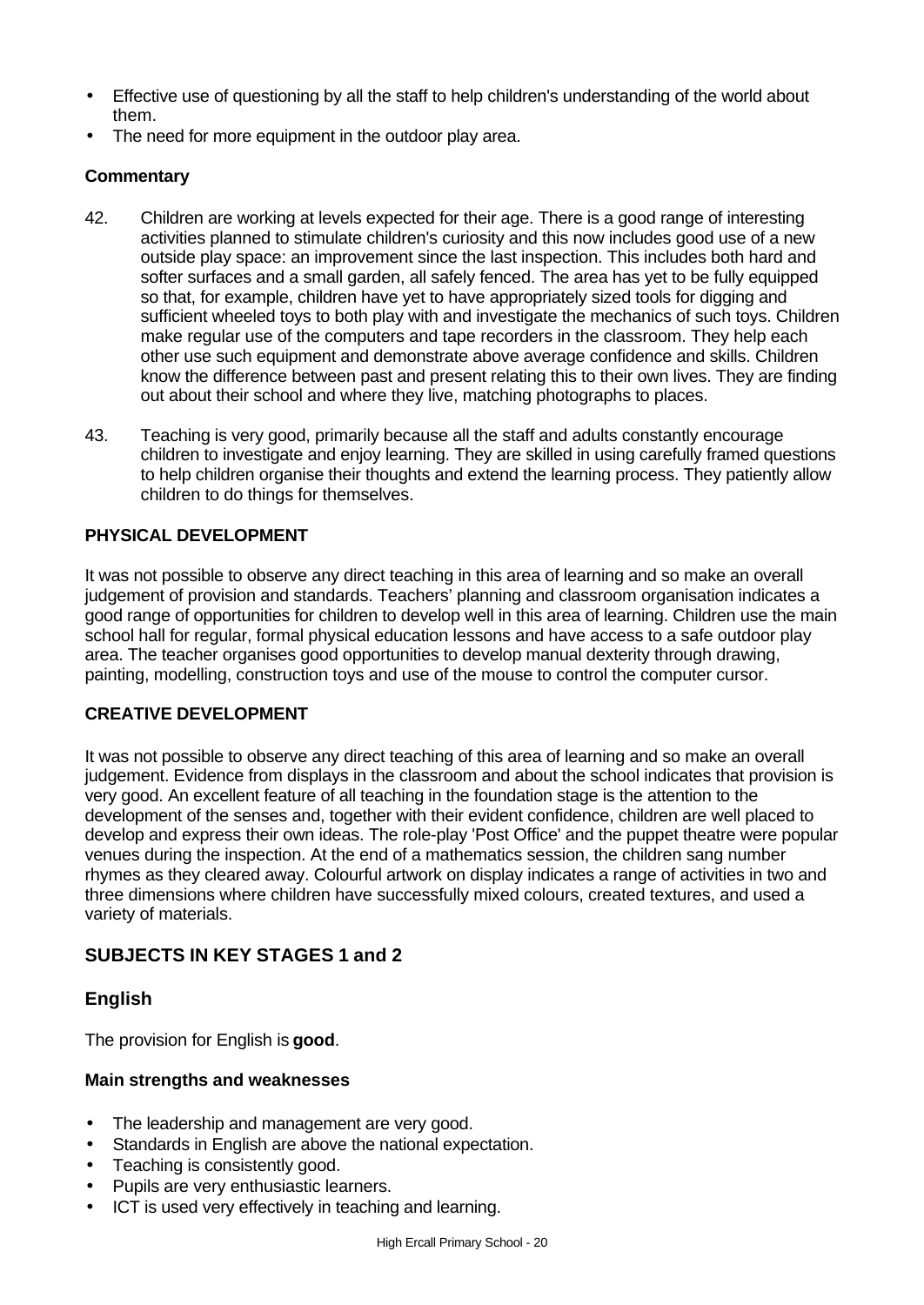- Effective use of questioning by all the staff to help children's understanding of the world about them.
- The need for more equipment in the outdoor play area.

**Commentary**

42. Children are working at levels expected for their age. There is a good range of interesting activities planned to stimulate children's curiosity and this now includes good use of a new outside play space: an improvement since the last inspection. This includes both hard and softer surfaces and a small garden, all safely fenced. The area has yet to be fully equipped so that, for example, children have yet to have appropriately sized tools for digging and sufficient wheeled toys to both play with and investigate the mechanics of such toys. Children make regular use of the computers and tape recorders in the classroom. They help each other use such equipment and demonstrate above average confidence and skills. Children know the difference between past and present relating this to their own lives. They are finding out about their school and where they live, matching photographs to places.

43. Teaching is very good, primarily because all the staff and adults constantly encourage children to investigate and enjoy learning. They are skilled in using carefully framed questions to help children organise their thoughts and extend the learning process. They patiently allow children to do things for themselves.

**PHYSICAL DEVELOPMENT**

It was not possible to observe any direct teaching in this area of learning and so make an overall judgement of provision and standards. Teachers' planning and classroom organisation indicates a good range of opportunities for children to develop well in this area of learning. Children use the main school hall for regular, formal physical education lessons and have access to a safe outdoor play area. The teacher organises good opportunities to develop manual dexterity through drawing, painting, modelling, construction toys and use of the mouse to control the computer cursor.

**CREATIVE DEVELOPMENT**

It was not possible to observe any direct teaching of this area of learning and so make an overall judgement. Evidence from displays in the classroom and about the school indicates that provision is very good. An excellent feature of all teaching in the foundation stage is the attention to the development of the senses and, together with their evident confidence, children are well placed to develop and express their own ideas. The role-play 'Post Office' and the puppet theatre were popular venues during the inspection. At the end of a mathematics session, the children sang number rhymes as they cleared away. Colourful artwork on display indicates a range of activities in two and three dimensions where children have successfully mixed colours, created textures, and used a variety of materials.

## SUBJECTS IN KEY STAGES 1 and 2

### English

The provision for English is **good**.

**Main strengths and weaknesses**

- The leadership and management are very good.
- Standards in English are above the national expectation.
- Teaching is consistently good.
- Pupils are very enthusiastic learners.
- ICT is used very effectively in teaching and learning.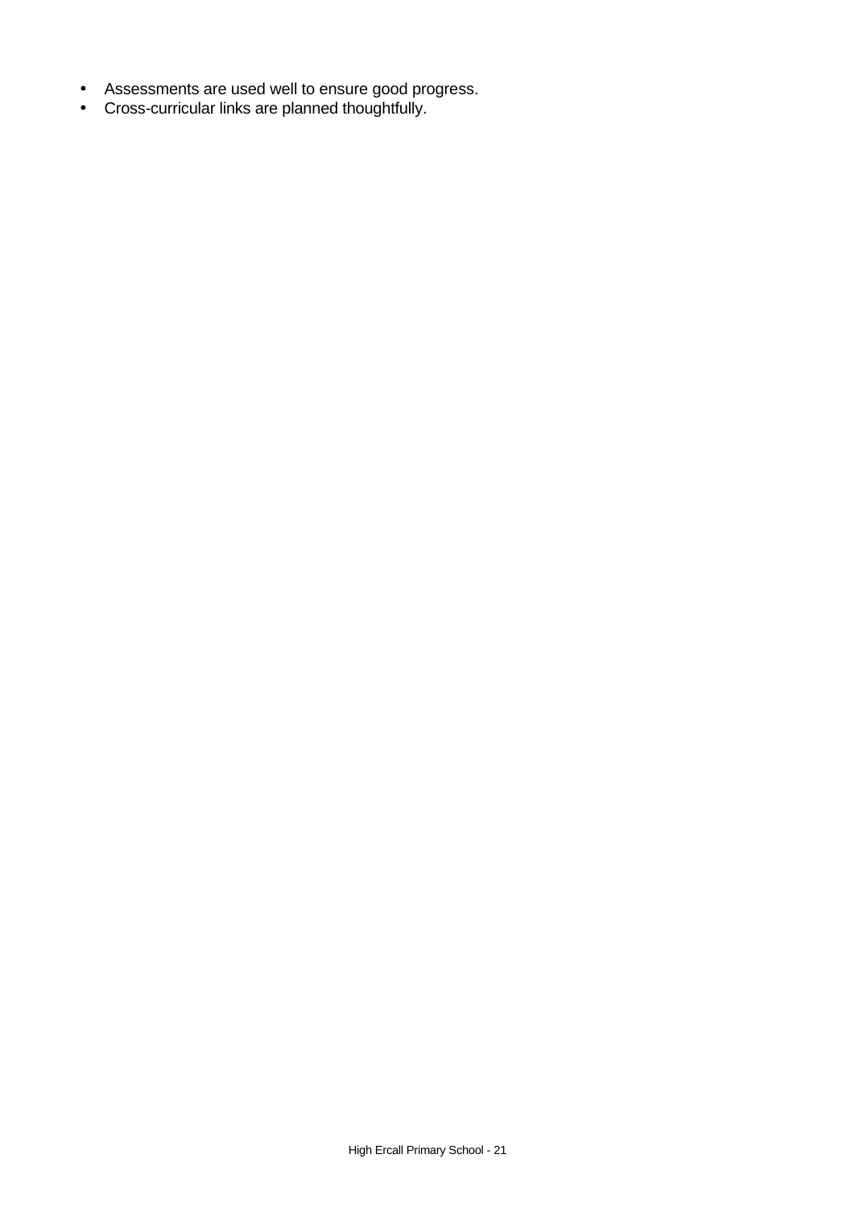- Assessments are used well to ensure good progress.
- Cross-curricular links are planned thoughtfully.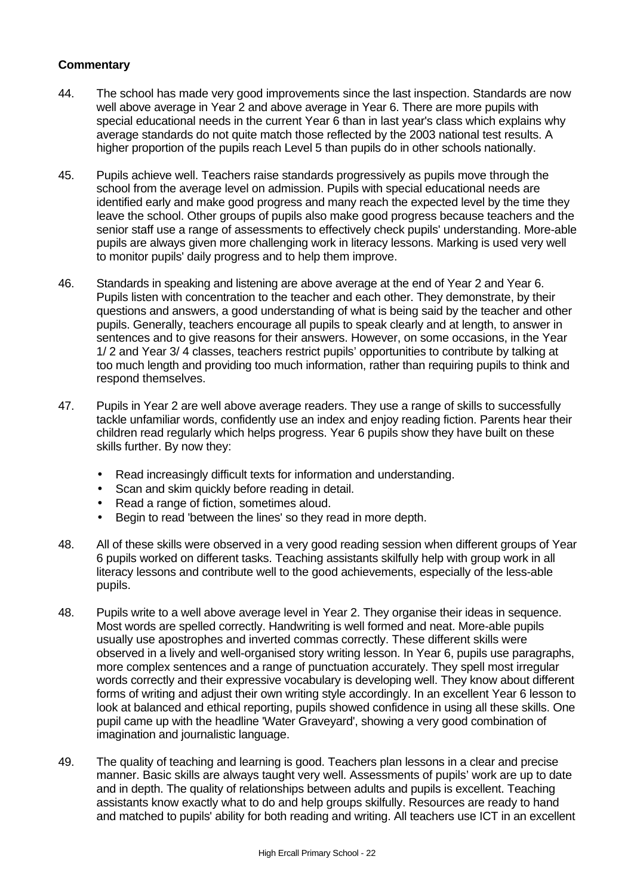**Commentary**

44. The school has made very good improvements since the last inspection. Standards are now well above average in Year 2 and above average in Year 6. There are more pupils with special educational needs in the current Year 6 than in last year's class which explains why average standards do not quite match those reflected by the 2003 national test results. A higher proportion of the pupils reach Level 5 than pupils do in other schools nationally.

45. Pupils achieve well. Teachers raise standards progressively as pupils move through the school from the average level on admission. Pupils with special educational needs are identified early and make good progress and many reach the expected level by the time they leave the school. Other groups of pupils also make good progress because teachers and the senior staff use a range of assessments to effectively check pupils' understanding. More-able pupils are always given more challenging work in literacy lessons. Marking is used very well to monitor pupils' daily progress and to help them improve.

46. Standards in speaking and listening are above average at the end of Year 2 and Year 6. Pupils listen with concentration to the teacher and each other. They demonstrate, by their questions and answers, a good understanding of what is being said by the teacher and other pupils. Generally, teachers encourage all pupils to speak clearly and at length, to answer in sentences and to give reasons for their answers. However, on some occasions, in the Year 1/ 2 and Year 3/ 4 classes, teachers restrict pupils' opportunities to contribute by talking at too much length and providing too much information, rather than requiring pupils to think and respond themselves.

47. Pupils in Year 2 are well above average readers. They use a range of skills to successfully tackle unfamiliar words, confidently use an index and enjoy reading fiction. Parents hear their children read regularly which helps progress. Year 6 pupils show they have built on these skills further. By now they:

   - Read increasingly difficult texts for information and understanding.
   - Scan and skim quickly before reading in detail.
   - Read a range of fiction, sometimes aloud.
   - Begin to read 'between the lines' so they read in more depth.

48. All of these skills were observed in a very good reading session when different groups of Year 6 pupils worked on different tasks. Teaching assistants skilfully help with group work in all literacy lessons and contribute well to the good achievements, especially of the less-able pupils.

48. Pupils write to a well above average level in Year 2. They organise their ideas in sequence. Most words are spelled correctly. Handwriting is well formed and neat. More-able pupils usually use apostrophes and inverted commas correctly. These different skills were observed in a lively and well-organised story writing lesson. In Year 6, pupils use paragraphs, more complex sentences and a range of punctuation accurately. They spell most irregular words correctly and their expressive vocabulary is developing well. They know about different forms of writing and adjust their own writing style accordingly. In an excellent Year 6 lesson to look at balanced and ethical reporting, pupils showed confidence in using all these skills. One pupil came up with the headline 'Water Graveyard', showing a very good combination of imagination and journalistic language.

49. The quality of teaching and learning is good. Teachers plan lessons in a clear and precise manner. Basic skills are always taught very well. Assessments of pupils' work are up to date and in depth. The quality of relationships between adults and pupils is excellent. Teaching assistants know exactly what to do and help groups skilfully. Resources are ready to hand and matched to pupils' ability for both reading and writing. All teachers use ICT in an excellent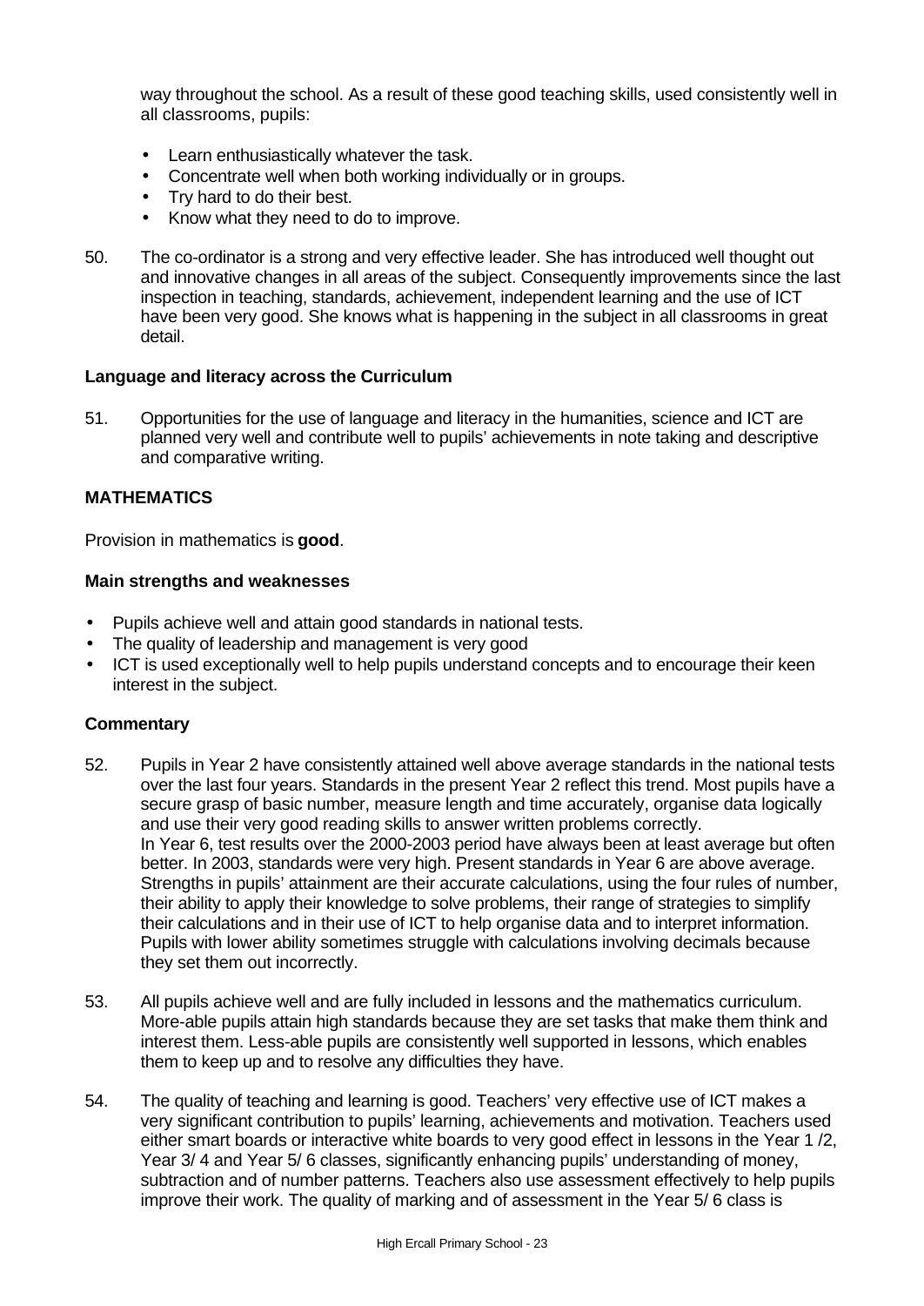way throughout the school. As a result of these good teaching skills, used consistently well in all classrooms, pupils:

- Learn enthusiastically whatever the task.
- Concentrate well when both working individually or in groups.
- Try hard to do their best.
- Know what they need to do to improve.

50. The co-ordinator is a strong and very effective leader. She has introduced well thought out and innovative changes in all areas of the subject. Consequently improvements since the last inspection in teaching, standards, achievement, independent learning and the use of ICT have been very good. She knows what is happening in the subject in all classrooms in great detail.

**Language and literacy across the Curriculum**

51. Opportunities for the use of language and literacy in the humanities, science and ICT are planned very well and contribute well to pupils' achievements in note taking and descriptive and comparative writing.

## MATHEMATICS

Provision in mathematics is **good**.

**Main strengths and weaknesses**

- Pupils achieve well and attain good standards in national tests.
- The quality of leadership and management is very good
- ICT is used exceptionally well to help pupils understand concepts and to encourage their keen interest in the subject.

**Commentary**

52. Pupils in Year 2 have consistently attained well above average standards in the national tests over the last four years. Standards in the present Year 2 reflect this trend. Most pupils have a secure grasp of basic number, measure length and time accurately, organise data logically and use their very good reading skills to answer written problems correctly.
In Year 6, test results over the 2000-2003 period have always been at least average but often better. In 2003, standards were very high. Present standards in Year 6 are above average. Strengths in pupils' attainment are their accurate calculations, using the four rules of number, their ability to apply their knowledge to solve problems, their range of strategies to simplify their calculations and in their use of ICT to help organise data and to interpret information. Pupils with lower ability sometimes struggle with calculations involving decimals because they set them out incorrectly.

53. All pupils achieve well and are fully included in lessons and the mathematics curriculum. More-able pupils attain high standards because they are set tasks that make them think and interest them. Less-able pupils are consistently well supported in lessons, which enables them to keep up and to resolve any difficulties they have.

54. The quality of teaching and learning is good. Teachers' very effective use of ICT makes a very significant contribution to pupils' learning, achievements and motivation. Teachers used either smart boards or interactive white boards to very good effect in lessons in the Year 1 /2, Year 3/ 4 and Year 5/ 6 classes, significantly enhancing pupils' understanding of money, subtraction and of number patterns. Teachers also use assessment effectively to help pupils improve their work. The quality of marking and of assessment in the Year 5/ 6 class is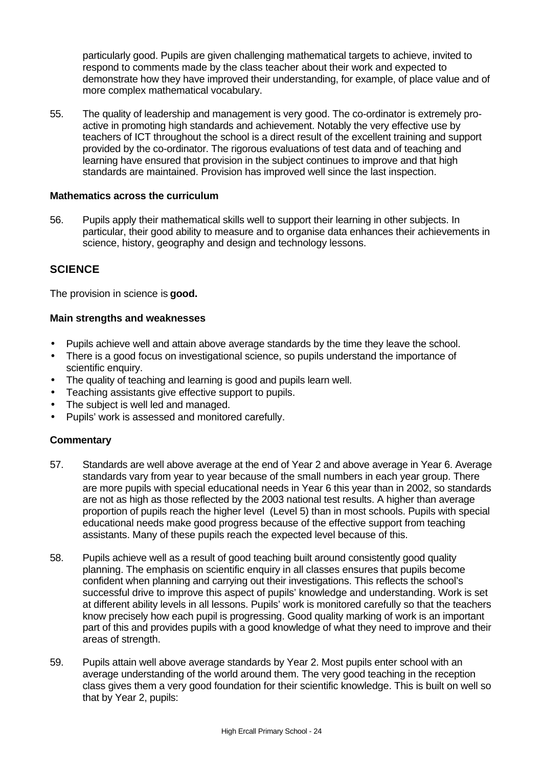particularly good. Pupils are given challenging mathematical targets to achieve, invited to respond to comments made by the class teacher about their work and expected to demonstrate how they have improved their understanding, for example, of place value and of more complex mathematical vocabulary.

55. The quality of leadership and management is very good. The co-ordinator is extremely pro-active in promoting high standards and achievement. Notably the very effective use by teachers of ICT throughout the school is a direct result of the excellent training and support provided by the co-ordinator. The rigorous evaluations of test data and of teaching and learning have ensured that provision in the subject continues to improve and that high standards are maintained. Provision has improved well since the last inspection.

### Mathematics across the curriculum

56. Pupils apply their mathematical skills well to support their learning in other subjects. In particular, their good ability to measure and to organise data enhances their achievements in science, history, geography and design and technology lessons.

## SCIENCE

The provision in science is **good.**

### Main strengths and weaknesses

- Pupils achieve well and attain above average standards by the time they leave the school.
- There is a good focus on investigational science, so pupils understand the importance of scientific enquiry.
- The quality of teaching and learning is good and pupils learn well.
- Teaching assistants give effective support to pupils.
- The subject is well led and managed.
- Pupils' work is assessed and monitored carefully.

### Commentary

57. Standards are well above average at the end of Year 2 and above average in Year 6. Average standards vary from year to year because of the small numbers in each year group. There are more pupils with special educational needs in Year 6 this year than in 2002, so standards are not as high as those reflected by the 2003 national test results. A higher than average proportion of pupils reach the higher level (Level 5) than in most schools. Pupils with special educational needs make good progress because of the effective support from teaching assistants. Many of these pupils reach the expected level because of this.

58. Pupils achieve well as a result of good teaching built around consistently good quality planning. The emphasis on scientific enquiry in all classes ensures that pupils become confident when planning and carrying out their investigations. This reflects the school's successful drive to improve this aspect of pupils' knowledge and understanding. Work is set at different ability levels in all lessons. Pupils' work is monitored carefully so that the teachers know precisely how each pupil is progressing. Good quality marking of work is an important part of this and provides pupils with a good knowledge of what they need to improve and their areas of strength.

59. Pupils attain well above average standards by Year 2. Most pupils enter school with an average understanding of the world around them. The very good teaching in the reception class gives them a very good foundation for their scientific knowledge. This is built on well so that by Year 2, pupils: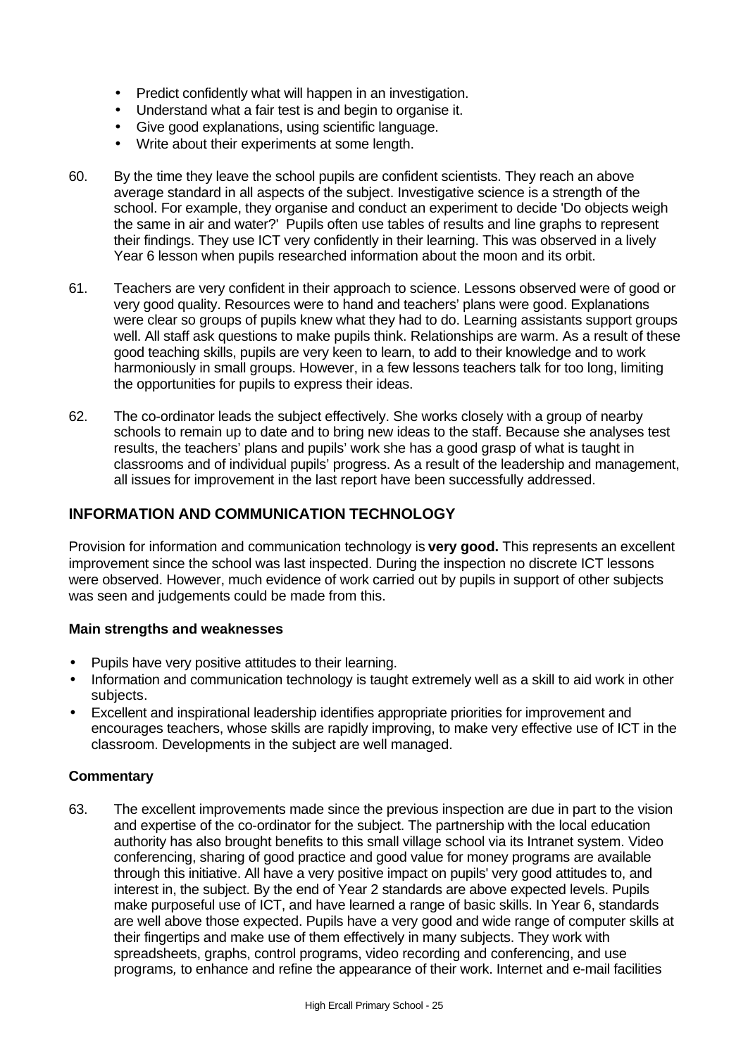- Predict confidently what will happen in an investigation.
- Understand what a fair test is and begin to organise it.
- Give good explanations, using scientific language.
- Write about their experiments at some length.

60. By the time they leave the school pupils are confident scientists. They reach an above average standard in all aspects of the subject. Investigative science is a strength of the school. For example, they organise and conduct an experiment to decide 'Do objects weigh the same in air and water?' Pupils often use tables of results and line graphs to represent their findings. They use ICT very confidently in their learning. This was observed in a lively Year 6 lesson when pupils researched information about the moon and its orbit.

61. Teachers are very confident in their approach to science. Lessons observed were of good or very good quality. Resources were to hand and teachers' plans were good. Explanations were clear so groups of pupils knew what they had to do. Learning assistants support groups well. All staff ask questions to make pupils think. Relationships are warm. As a result of these good teaching skills, pupils are very keen to learn, to add to their knowledge and to work harmoniously in small groups. However, in a few lessons teachers talk for too long, limiting the opportunities for pupils to express their ideas.

62. The co-ordinator leads the subject effectively. She works closely with a group of nearby schools to remain up to date and to bring new ideas to the staff. Because she analyses test results, the teachers' plans and pupils' work she has a good grasp of what is taught in classrooms and of individual pupils' progress. As a result of the leadership and management, all issues for improvement in the last report have been successfully addressed.

## INFORMATION AND COMMUNICATION TECHNOLOGY

Provision for information and communication technology is **very good.** This represents an excellent improvement since the school was last inspected. During the inspection no discrete ICT lessons were observed. However, much evidence of work carried out by pupils in support of other subjects was seen and judgements could be made from this.

### Main strengths and weaknesses

- Pupils have very positive attitudes to their learning.
- Information and communication technology is taught extremely well as a skill to aid work in other subjects.
- Excellent and inspirational leadership identifies appropriate priorities for improvement and encourages teachers, whose skills are rapidly improving, to make very effective use of ICT in the classroom. Developments in the subject are well managed.

### Commentary

63. The excellent improvements made since the previous inspection are due in part to the vision and expertise of the co-ordinator for the subject. The partnership with the local education authority has also brought benefits to this small village school via its Intranet system. Video conferencing, sharing of good practice and good value for money programs are available through this initiative. All have a very positive impact on pupils' very good attitudes to, and interest in, the subject. By the end of Year 2 standards are above expected levels. Pupils make purposeful use of ICT, and have learned a range of basic skills. In Year 6, standards are well above those expected. Pupils have a very good and wide range of computer skills at their fingertips and make use of them effectively in many subjects. They work with spreadsheets, graphs, control programs, video recording and conferencing, and use programs*,* to enhance and refine the appearance of their work. Internet and e-mail facilities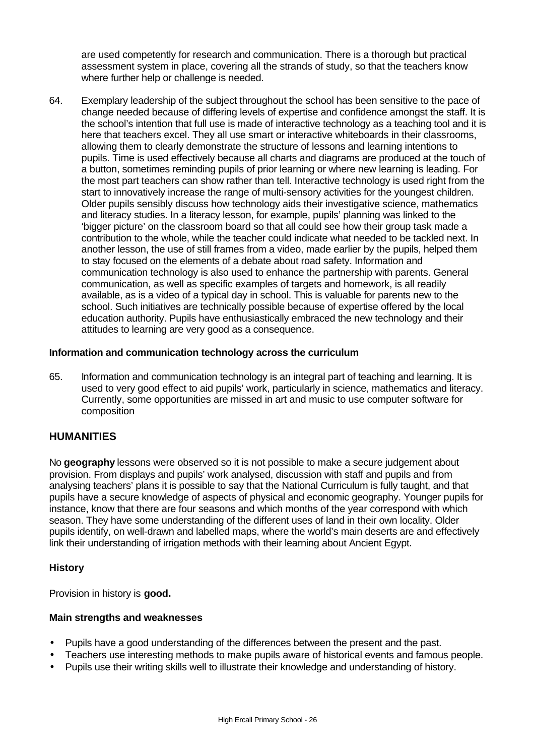are used competently for research and communication. There is a thorough but practical assessment system in place, covering all the strands of study, so that the teachers know where further help or challenge is needed.

64. Exemplary leadership of the subject throughout the school has been sensitive to the pace of change needed because of differing levels of expertise and confidence amongst the staff. It is the school's intention that full use is made of interactive technology as a teaching tool and it is here that teachers excel. They all use smart or interactive whiteboards in their classrooms, allowing them to clearly demonstrate the structure of lessons and learning intentions to pupils. Time is used effectively because all charts and diagrams are produced at the touch of a button, sometimes reminding pupils of prior learning or where new learning is leading. For the most part teachers can show rather than tell. Interactive technology is used right from the start to innovatively increase the range of multi-sensory activities for the youngest children. Older pupils sensibly discuss how technology aids their investigative science, mathematics and literacy studies. In a literacy lesson, for example, pupils' planning was linked to the 'bigger picture' on the classroom board so that all could see how their group task made a contribution to the whole, while the teacher could indicate what needed to be tackled next. In another lesson, the use of still frames from a video, made earlier by the pupils, helped them to stay focused on the elements of a debate about road safety. Information and communication technology is also used to enhance the partnership with parents. General communication, as well as specific examples of targets and homework, is all readily available, as is a video of a typical day in school. This is valuable for parents new to the school. Such initiatives are technically possible because of expertise offered by the local education authority. Pupils have enthusiastically embraced the new technology and their attitudes to learning are very good as a consequence.

### Information and communication technology across the curriculum

65. Information and communication technology is an integral part of teaching and learning. It is used to very good effect to aid pupils' work, particularly in science, mathematics and literacy. Currently, some opportunities are missed in art and music to use computer software for composition

## HUMANITIES

No **geography** lessons were observed so it is not possible to make a secure judgement about provision. From displays and pupils' work analysed, discussion with staff and pupils and from analysing teachers' plans it is possible to say that the National Curriculum is fully taught, and that pupils have a secure knowledge of aspects of physical and economic geography. Younger pupils for instance, know that there are four seasons and which months of the year correspond with which season. They have some understanding of the different uses of land in their own locality. Older pupils identify, on well-drawn and labelled maps, where the world's main deserts are and effectively link their understanding of irrigation methods with their learning about Ancient Egypt.

### History

Provision in history is **good.**

### Main strengths and weaknesses

- Pupils have a good understanding of the differences between the present and the past.
- Teachers use interesting methods to make pupils aware of historical events and famous people.
- Pupils use their writing skills well to illustrate their knowledge and understanding of history.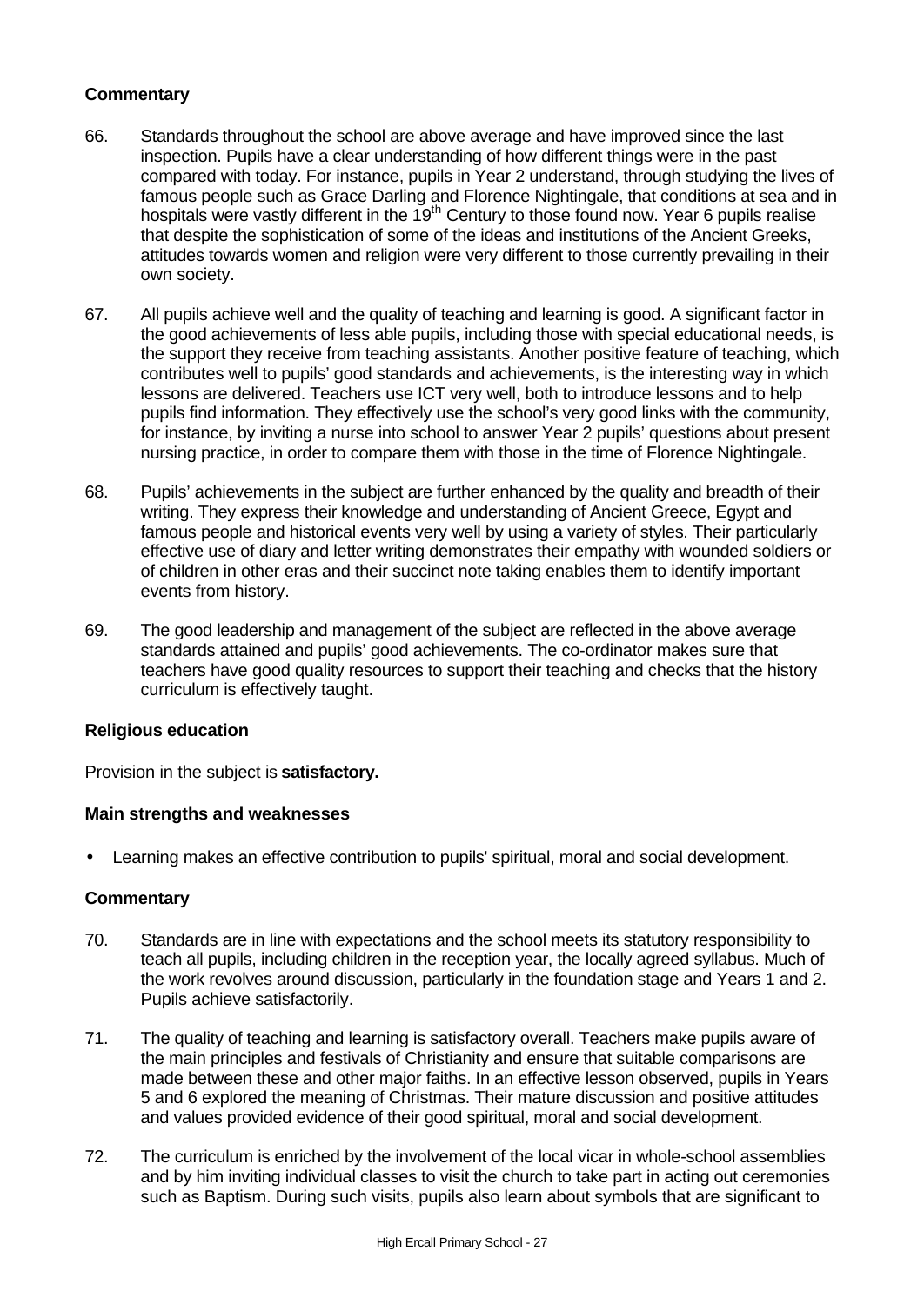**Commentary**

66. Standards throughout the school are above average and have improved since the last inspection. Pupils have a clear understanding of how different things were in the past compared with today. For instance, pupils in Year 2 understand, through studying the lives of famous people such as Grace Darling and Florence Nightingale, that conditions at sea and in hospitals were vastly different in the 19th Century to those found now. Year 6 pupils realise that despite the sophistication of some of the ideas and institutions of the Ancient Greeks, attitudes towards women and religion were very different to those currently prevailing in their own society.

67. All pupils achieve well and the quality of teaching and learning is good. A significant factor in the good achievements of less able pupils, including those with special educational needs, is the support they receive from teaching assistants. Another positive feature of teaching, which contributes well to pupils' good standards and achievements, is the interesting way in which lessons are delivered. Teachers use ICT very well, both to introduce lessons and to help pupils find information. They effectively use the school's very good links with the community, for instance, by inviting a nurse into school to answer Year 2 pupils' questions about present nursing practice, in order to compare them with those in the time of Florence Nightingale.

68. Pupils' achievements in the subject are further enhanced by the quality and breadth of their writing. They express their knowledge and understanding of Ancient Greece, Egypt and famous people and historical events very well by using a variety of styles. Their particularly effective use of diary and letter writing demonstrates their empathy with wounded soldiers or of children in other eras and their succinct note taking enables them to identify important events from history.

69. The good leadership and management of the subject are reflected in the above average standards attained and pupils' good achievements. The co-ordinator makes sure that teachers have good quality resources to support their teaching and checks that the history curriculum is effectively taught.

**Religious education**

Provision in the subject is **satisfactory.**

**Main strengths and weaknesses**

- Learning makes an effective contribution to pupils' spiritual, moral and social development.

**Commentary**

70. Standards are in line with expectations and the school meets its statutory responsibility to teach all pupils, including children in the reception year, the locally agreed syllabus. Much of the work revolves around discussion, particularly in the foundation stage and Years 1 and 2. Pupils achieve satisfactorily.

71. The quality of teaching and learning is satisfactory overall. Teachers make pupils aware of the main principles and festivals of Christianity and ensure that suitable comparisons are made between these and other major faiths. In an effective lesson observed, pupils in Years 5 and 6 explored the meaning of Christmas. Their mature discussion and positive attitudes and values provided evidence of their good spiritual, moral and social development.

72. The curriculum is enriched by the involvement of the local vicar in whole-school assemblies and by him inviting individual classes to visit the church to take part in acting out ceremonies such as Baptism. During such visits, pupils also learn about symbols that are significant to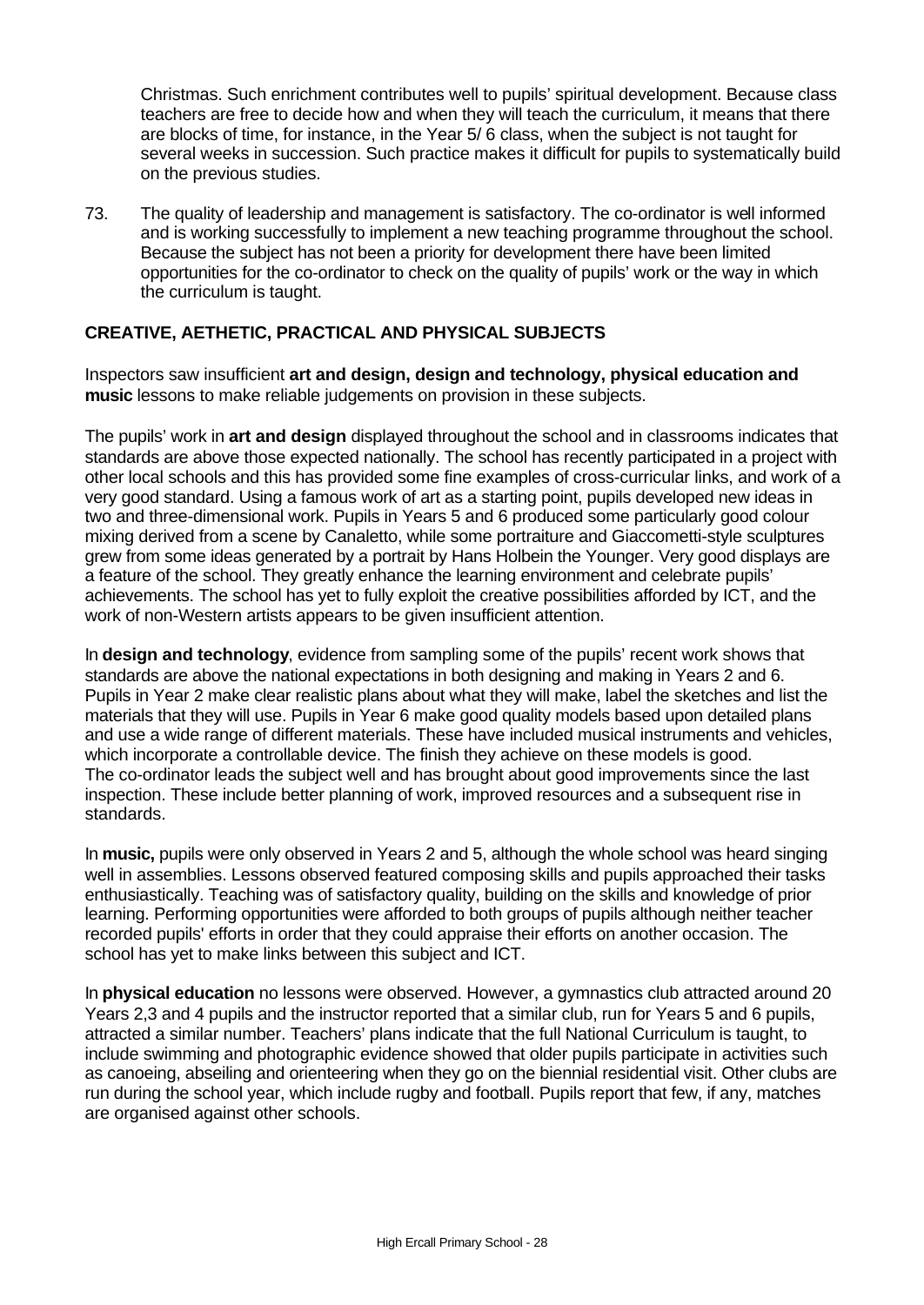Christmas. Such enrichment contributes well to pupils' spiritual development. Because class teachers are free to decide how and when they will teach the curriculum, it means that there are blocks of time, for instance, in the Year 5/ 6 class, when the subject is not taught for several weeks in succession. Such practice makes it difficult for pupils to systematically build on the previous studies.

73. The quality of leadership and management is satisfactory. The co-ordinator is well informed and is working successfully to implement a new teaching programme throughout the school. Because the subject has not been a priority for development there have been limited opportunities for the co-ordinator to check on the quality of pupils' work or the way in which the curriculum is taught.

## CREATIVE, AETHETIC, PRACTICAL AND PHYSICAL SUBJECTS

Inspectors saw insufficient **art and design, design and technology, physical education and music** lessons to make reliable judgements on provision in these subjects.

The pupils' work in **art and design** displayed throughout the school and in classrooms indicates that standards are above those expected nationally. The school has recently participated in a project with other local schools and this has provided some fine examples of cross-curricular links, and work of a very good standard. Using a famous work of art as a starting point, pupils developed new ideas in two and three-dimensional work. Pupils in Years 5 and 6 produced some particularly good colour mixing derived from a scene by Canaletto, while some portraiture and Giaccometti-style sculptures grew from some ideas generated by a portrait by Hans Holbein the Younger. Very good displays are a feature of the school. They greatly enhance the learning environment and celebrate pupils' achievements. The school has yet to fully exploit the creative possibilities afforded by ICT, and the work of non-Western artists appears to be given insufficient attention.

In **design and technology**, evidence from sampling some of the pupils' recent work shows that standards are above the national expectations in both designing and making in Years 2 and 6. Pupils in Year 2 make clear realistic plans about what they will make, label the sketches and list the materials that they will use. Pupils in Year 6 make good quality models based upon detailed plans and use a wide range of different materials. These have included musical instruments and vehicles, which incorporate a controllable device. The finish they achieve on these models is good. The co-ordinator leads the subject well and has brought about good improvements since the last inspection. These include better planning of work, improved resources and a subsequent rise in standards.

In **music,** pupils were only observed in Years 2 and 5, although the whole school was heard singing well in assemblies. Lessons observed featured composing skills and pupils approached their tasks enthusiastically. Teaching was of satisfactory quality, building on the skills and knowledge of prior learning. Performing opportunities were afforded to both groups of pupils although neither teacher recorded pupils' efforts in order that they could appraise their efforts on another occasion. The school has yet to make links between this subject and ICT.

In **physical education** no lessons were observed. However, a gymnastics club attracted around 20 Years 2,3 and 4 pupils and the instructor reported that a similar club, run for Years 5 and 6 pupils, attracted a similar number. Teachers' plans indicate that the full National Curriculum is taught, to include swimming and photographic evidence showed that older pupils participate in activities such as canoeing, abseiling and orienteering when they go on the biennial residential visit. Other clubs are run during the school year, which include rugby and football. Pupils report that few, if any, matches are organised against other schools.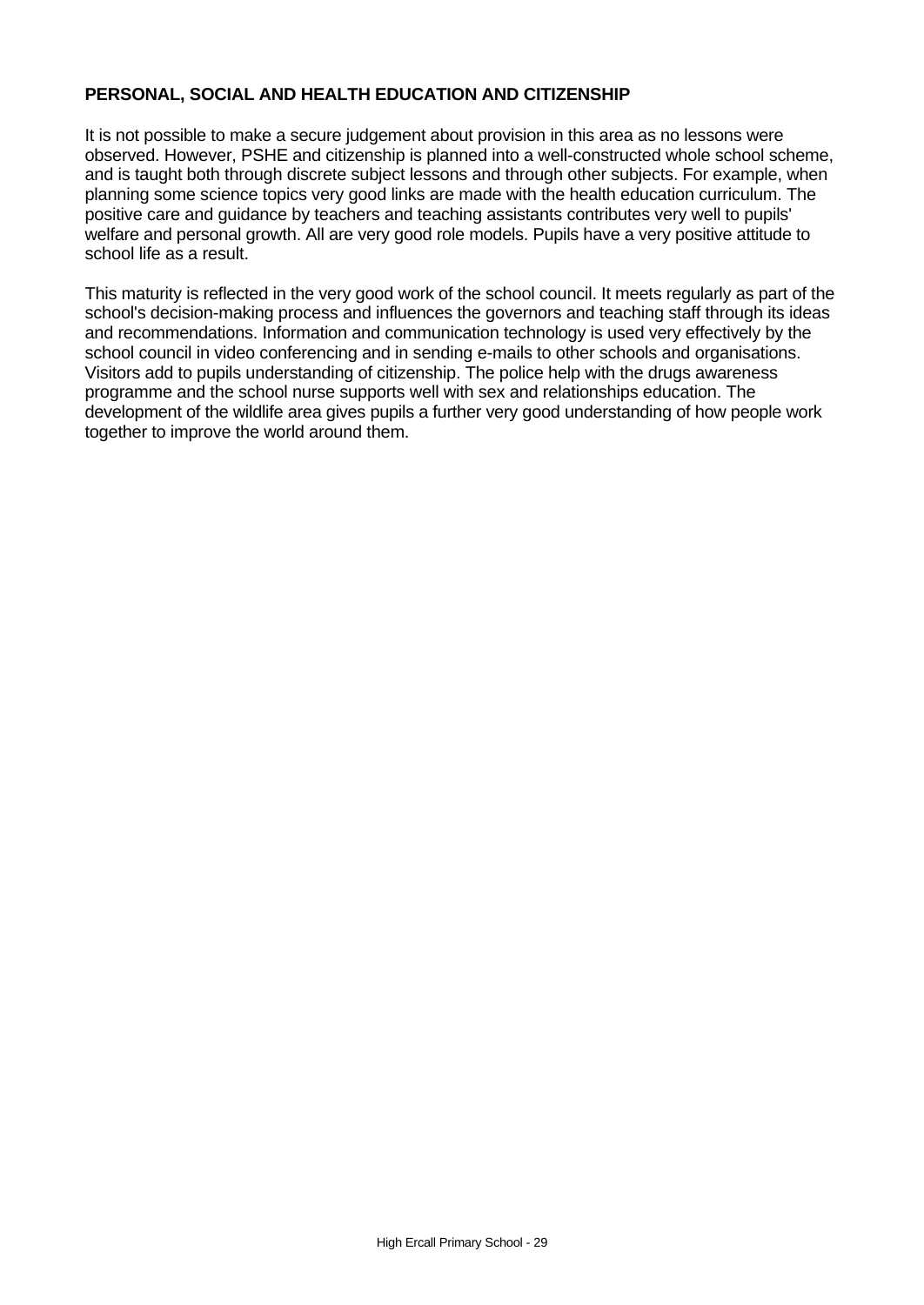**PERSONAL, SOCIAL AND HEALTH EDUCATION AND CITIZENSHIP**

It is not possible to make a secure judgement about provision in this area as no lessons were observed. However, PSHE and citizenship is planned into a well-constructed whole school scheme, and is taught both through discrete subject lessons and through other subjects. For example, when planning some science topics very good links are made with the health education curriculum. The positive care and guidance by teachers and teaching assistants contributes very well to pupils' welfare and personal growth. All are very good role models. Pupils have a very positive attitude to school life as a result.

This maturity is reflected in the very good work of the school council. It meets regularly as part of the school's decision-making process and influences the governors and teaching staff through its ideas and recommendations. Information and communication technology is used very effectively by the school council in video conferencing and in sending e-mails to other schools and organisations. Visitors add to pupils understanding of citizenship. The police help with the drugs awareness programme and the school nurse supports well with sex and relationships education. The development of the wildlife area gives pupils a further very good understanding of how people work together to improve the world around them.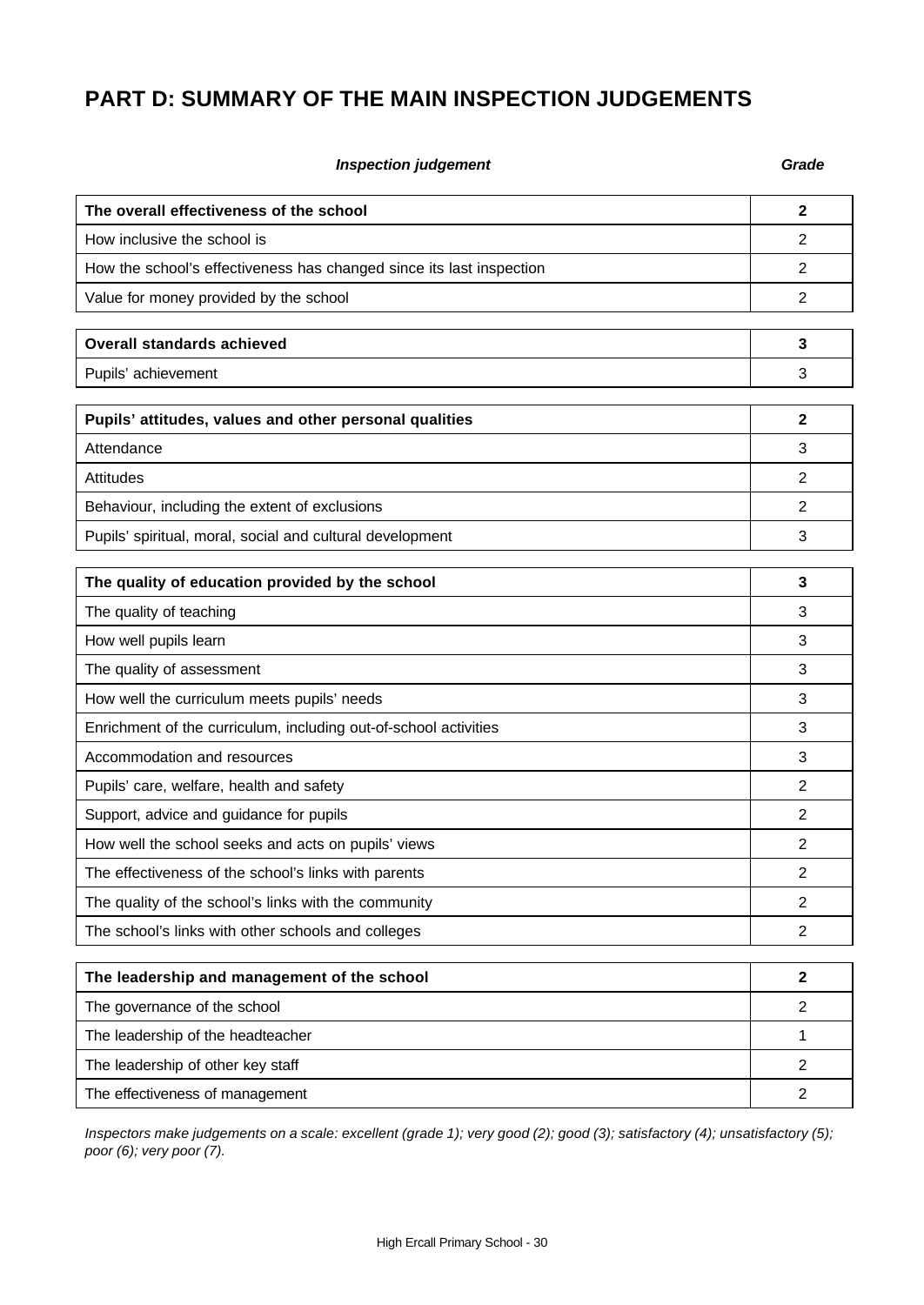# PART D: SUMMARY OF THE MAIN INSPECTION JUDGEMENTS

| ***Inspection judgement*** | ***Grade*** |
|---|---|
| **The overall effectiveness of the school** | **2** |
| How inclusive the school is | 2 |
| How the school's effectiveness has changed since its last inspection | 2 |
| Value for money provided by the school | 2 |
| **Overall standards achieved** | **3** |
| Pupils' achievement | 3 |
| **Pupils' attitudes, values and other personal qualities** | **2** |
| Attendance | 3 |
| Attitudes | 2 |
| Behaviour, including the extent of exclusions | 2 |
| Pupils' spiritual, moral, social and cultural development | 3 |
| **The quality of education provided by the school** | **3** |
| The quality of teaching | 3 |
| How well pupils learn | 3 |
| The quality of assessment | 3 |
| How well the curriculum meets pupils' needs | 3 |
| Enrichment of the curriculum, including out-of-school activities | 3 |
| Accommodation and resources | 3 |
| Pupils' care, welfare, health and safety | 2 |
| Support, advice and guidance for pupils | 2 |
| How well the school seeks and acts on pupils' views | 2 |
| The effectiveness of the school's links with parents | 2 |
| The quality of the school's links with the community | 2 |
| The school's links with other schools and colleges | 2 |
| **The leadership and management of the school** | **2** |
| The governance of the school | 2 |
| The leadership of the headteacher | 1 |
| The leadership of other key staff | 2 |
| The effectiveness of management | 2 |

*Inspectors make judgements on a scale: excellent (grade 1); very good (2); good (3); satisfactory (4); unsatisfactory (5); poor (6); very poor (7).*